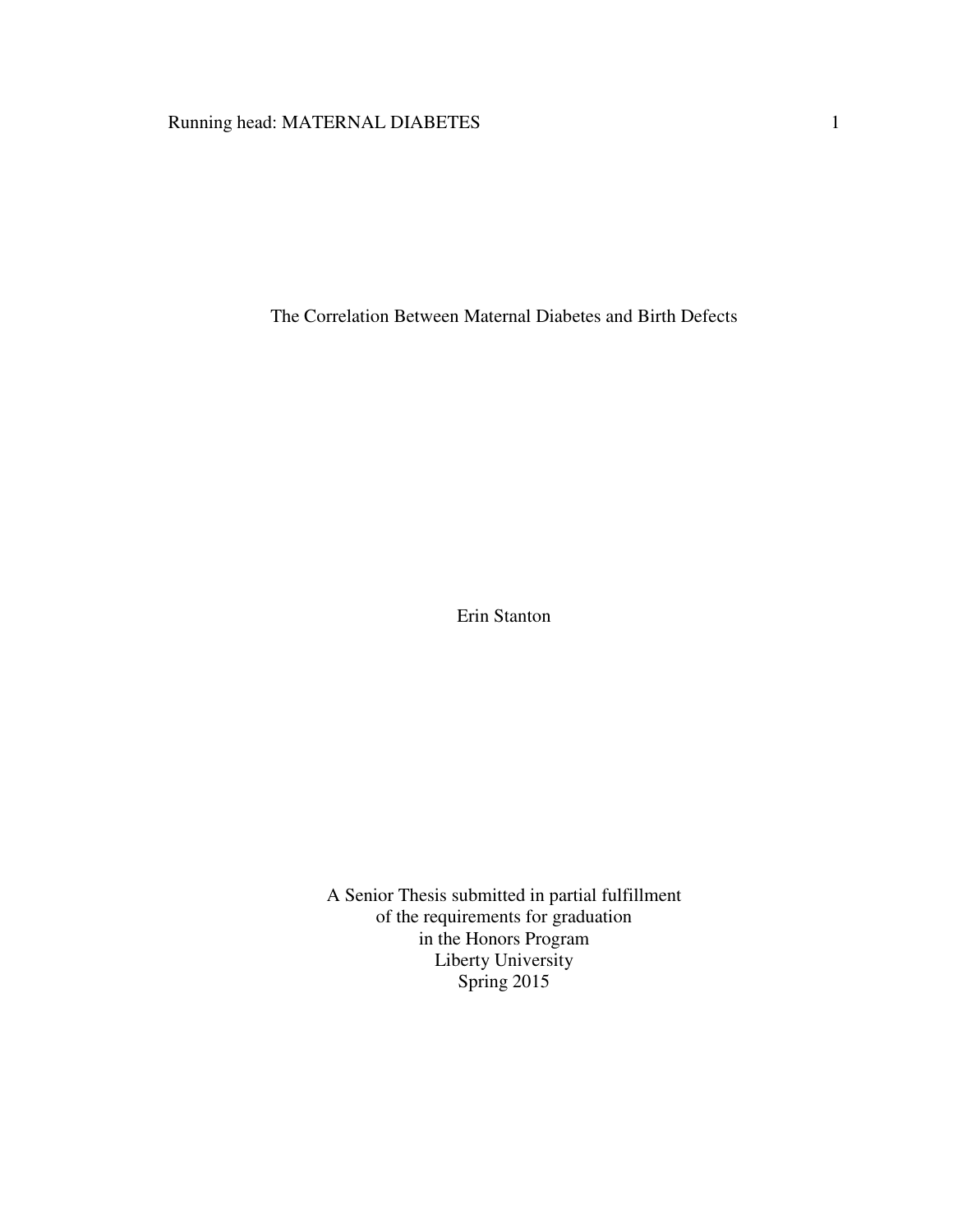# The Correlation Between Maternal Diabetes and Birth Defects

Erin Stanton

A Senior Thesis submitted in partial fulfillment
of the requirements for graduation
in the Honors Program
Liberty University
Spring 2015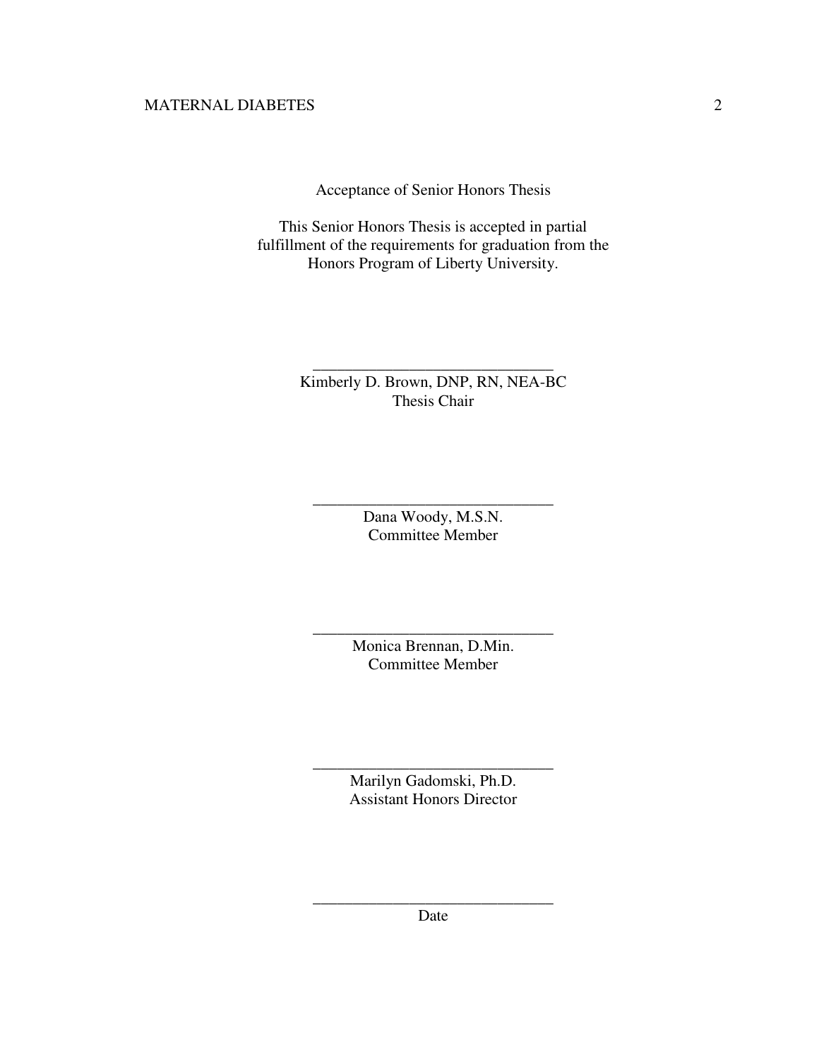Acceptance of Senior Honors Thesis

This Senior Honors Thesis is accepted in partial fulfillment of the requirements for graduation from the Honors Program of Liberty University.

______________________________
Kimberly D. Brown, DNP, RN, NEA-BC
Thesis Chair

______________________________
Dana Woody, M.S.N.
Committee Member

______________________________
Monica Brennan, D.Min.
Committee Member

______________________________
Marilyn Gadomski, Ph.D.
Assistant Honors Director

______________________________
Date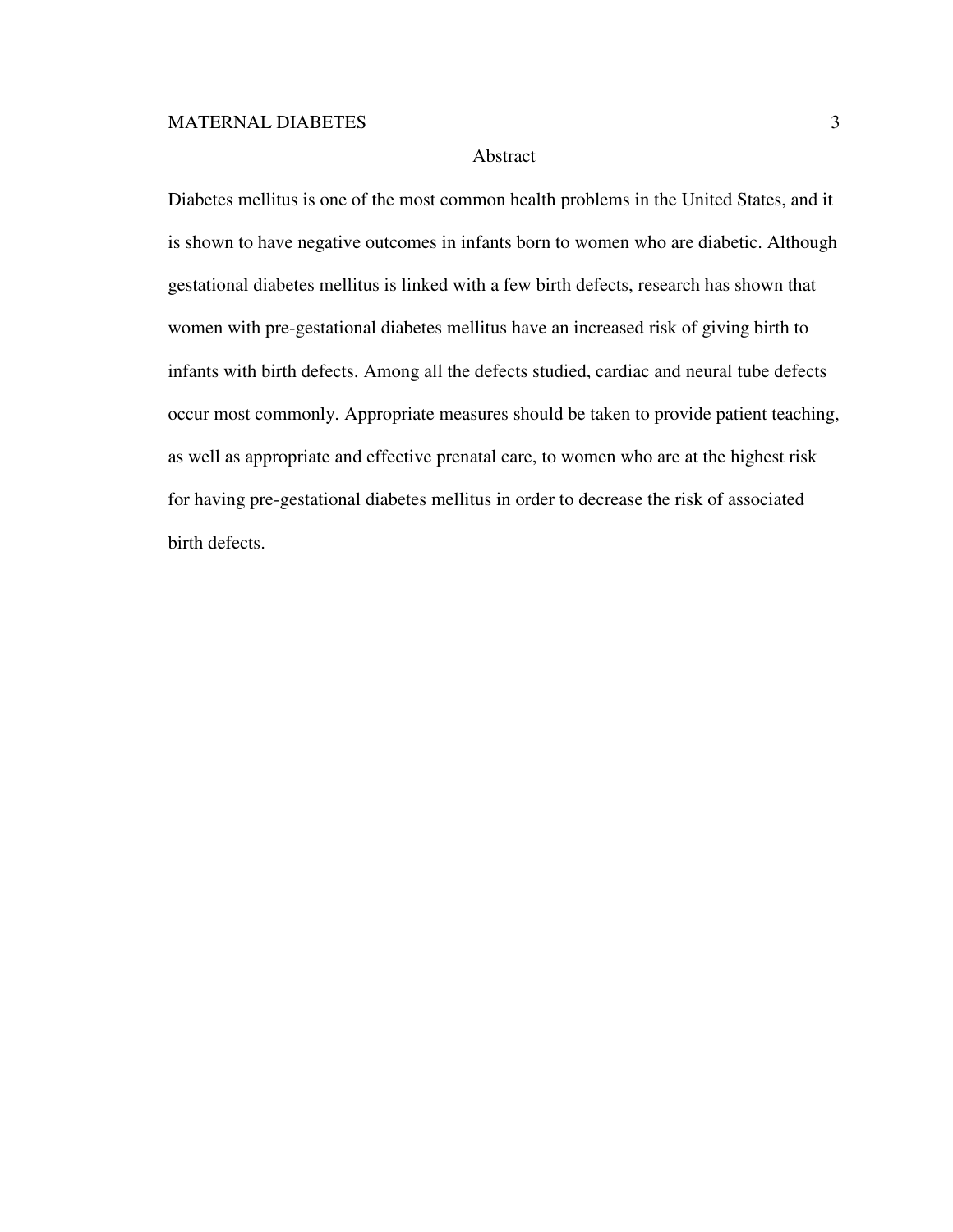## Abstract

Diabetes mellitus is one of the most common health problems in the United States, and it is shown to have negative outcomes in infants born to women who are diabetic. Although gestational diabetes mellitus is linked with a few birth defects, research has shown that women with pre-gestational diabetes mellitus have an increased risk of giving birth to infants with birth defects. Among all the defects studied, cardiac and neural tube defects occur most commonly. Appropriate measures should be taken to provide patient teaching, as well as appropriate and effective prenatal care, to women who are at the highest risk for having pre-gestational diabetes mellitus in order to decrease the risk of associated birth defects.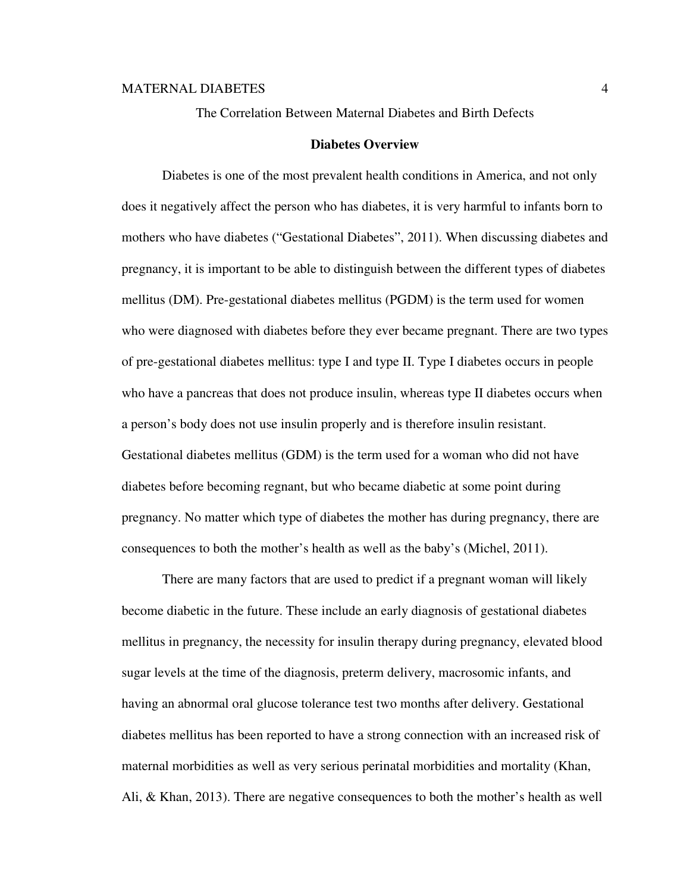The Correlation Between Maternal Diabetes and Birth Defects

## Diabetes Overview

Diabetes is one of the most prevalent health conditions in America, and not only does it negatively affect the person who has diabetes, it is very harmful to infants born to mothers who have diabetes (“Gestational Diabetes”, 2011). When discussing diabetes and pregnancy, it is important to be able to distinguish between the different types of diabetes mellitus (DM). Pre-gestational diabetes mellitus (PGDM) is the term used for women who were diagnosed with diabetes before they ever became pregnant. There are two types of pre-gestational diabetes mellitus: type I and type II. Type I diabetes occurs in people who have a pancreas that does not produce insulin, whereas type II diabetes occurs when a person’s body does not use insulin properly and is therefore insulin resistant. Gestational diabetes mellitus (GDM) is the term used for a woman who did not have diabetes before becoming regnant, but who became diabetic at some point during pregnancy. No matter which type of diabetes the mother has during pregnancy, there are consequences to both the mother’s health as well as the baby’s (Michel, 2011).

There are many factors that are used to predict if a pregnant woman will likely become diabetic in the future. These include an early diagnosis of gestational diabetes mellitus in pregnancy, the necessity for insulin therapy during pregnancy, elevated blood sugar levels at the time of the diagnosis, preterm delivery, macrosomic infants, and having an abnormal oral glucose tolerance test two months after delivery. Gestational diabetes mellitus has been reported to have a strong connection with an increased risk of maternal morbidities as well as very serious perinatal morbidities and mortality (Khan, Ali, & Khan, 2013). There are negative consequences to both the mother’s health as well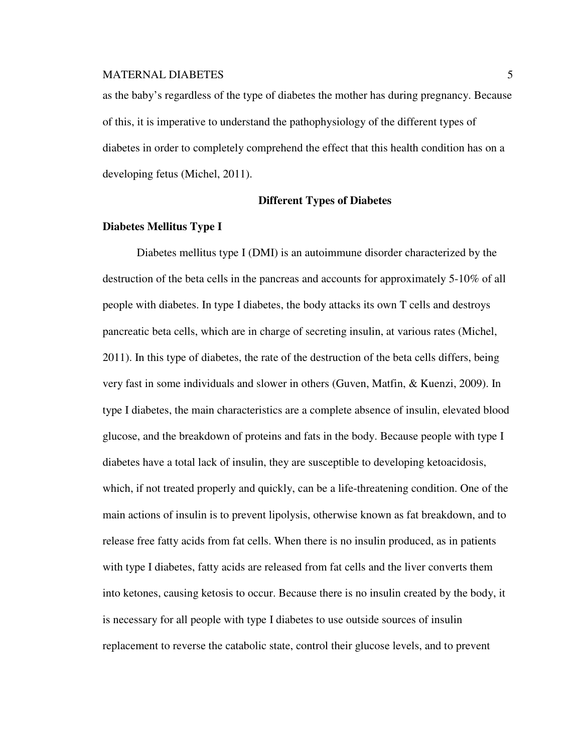as the baby's regardless of the type of diabetes the mother has during pregnancy. Because of this, it is imperative to understand the pathophysiology of the different types of diabetes in order to completely comprehend the effect that this health condition has on a developing fetus (Michel, 2011).

## Different Types of Diabetes

### Diabetes Mellitus Type I

Diabetes mellitus type I (DMI) is an autoimmune disorder characterized by the destruction of the beta cells in the pancreas and accounts for approximately 5-10% of all people with diabetes. In type I diabetes, the body attacks its own T cells and destroys pancreatic beta cells, which are in charge of secreting insulin, at various rates (Michel, 2011). In this type of diabetes, the rate of the destruction of the beta cells differs, being very fast in some individuals and slower in others (Guven, Matfin, & Kuenzi, 2009). In type I diabetes, the main characteristics are a complete absence of insulin, elevated blood glucose, and the breakdown of proteins and fats in the body. Because people with type I diabetes have a total lack of insulin, they are susceptible to developing ketoacidosis, which, if not treated properly and quickly, can be a life-threatening condition. One of the main actions of insulin is to prevent lipolysis, otherwise known as fat breakdown, and to release free fatty acids from fat cells. When there is no insulin produced, as in patients with type I diabetes, fatty acids are released from fat cells and the liver converts them into ketones, causing ketosis to occur. Because there is no insulin created by the body, it is necessary for all people with type I diabetes to use outside sources of insulin replacement to reverse the catabolic state, control their glucose levels, and to prevent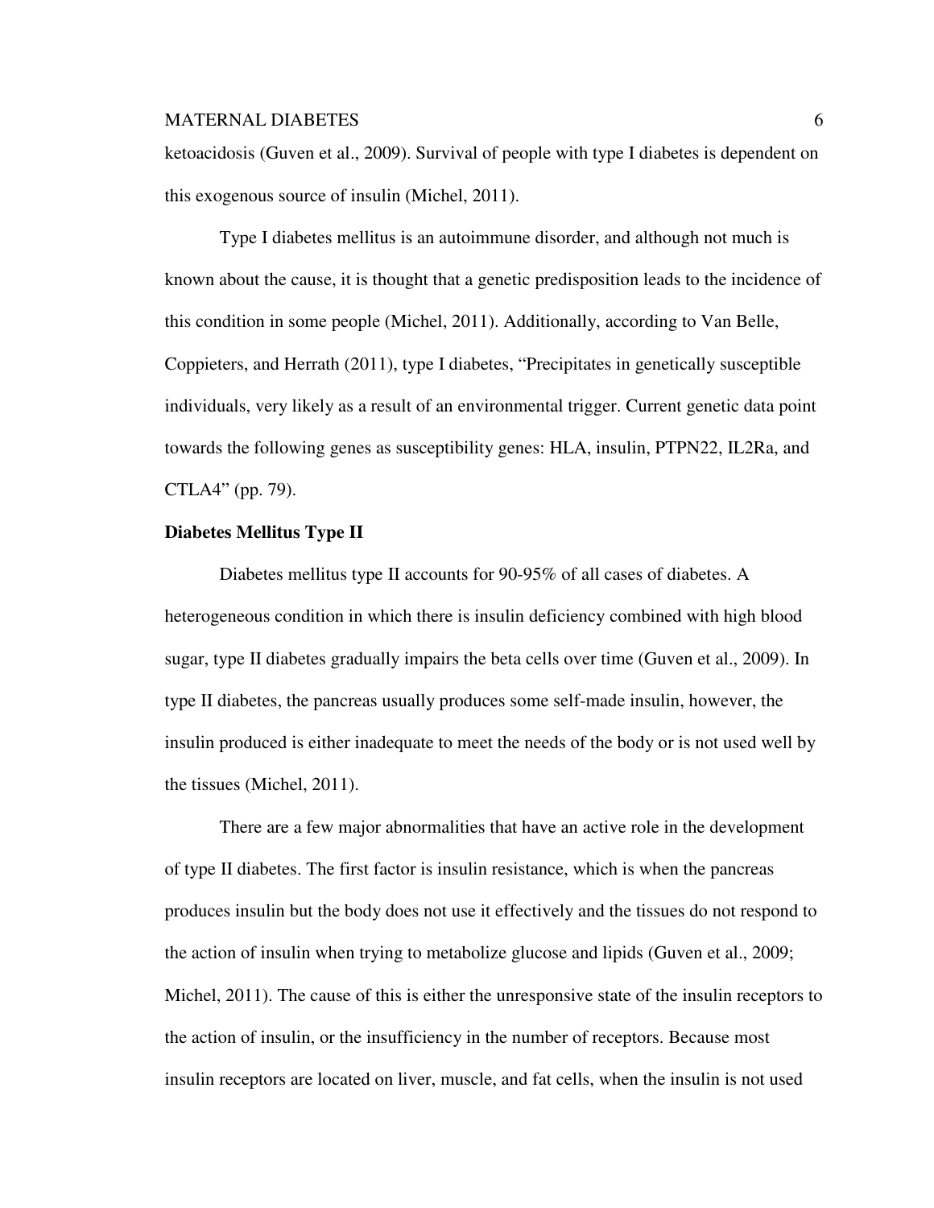ketoacidosis (Guven et al., 2009). Survival of people with type I diabetes is dependent on this exogenous source of insulin (Michel, 2011).

Type I diabetes mellitus is an autoimmune disorder, and although not much is known about the cause, it is thought that a genetic predisposition leads to the incidence of this condition in some people (Michel, 2011). Additionally, according to Van Belle, Coppieters, and Herrath (2011), type I diabetes, "Precipitates in genetically susceptible individuals, very likely as a result of an environmental trigger. Current genetic data point towards the following genes as susceptibility genes: HLA, insulin, PTPN22, IL2Ra, and CTLA4" (pp. 79).

**Diabetes Mellitus Type II**

Diabetes mellitus type II accounts for 90-95% of all cases of diabetes. A heterogeneous condition in which there is insulin deficiency combined with high blood sugar, type II diabetes gradually impairs the beta cells over time (Guven et al., 2009). In type II diabetes, the pancreas usually produces some self-made insulin, however, the insulin produced is either inadequate to meet the needs of the body or is not used well by the tissues (Michel, 2011).

There are a few major abnormalities that have an active role in the development of type II diabetes. The first factor is insulin resistance, which is when the pancreas produces insulin but the body does not use it effectively and the tissues do not respond to the action of insulin when trying to metabolize glucose and lipids (Guven et al., 2009; Michel, 2011). The cause of this is either the unresponsive state of the insulin receptors to the action of insulin, or the insufficiency in the number of receptors. Because most insulin receptors are located on liver, muscle, and fat cells, when the insulin is not used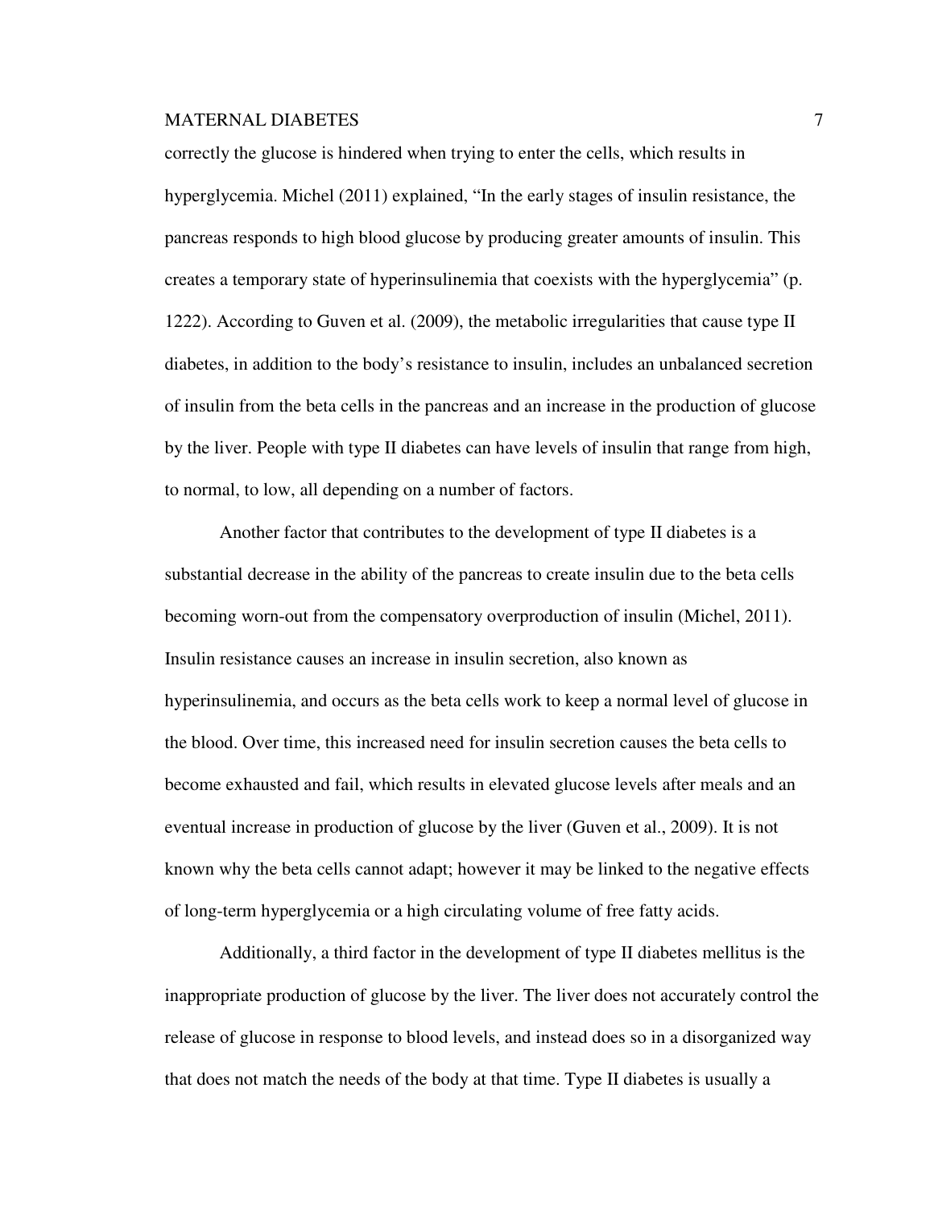correctly the glucose is hindered when trying to enter the cells, which results in hyperglycemia. Michel (2011) explained, "In the early stages of insulin resistance, the pancreas responds to high blood glucose by producing greater amounts of insulin. This creates a temporary state of hyperinsulinemia that coexists with the hyperglycemia" (p. 1222). According to Guven et al. (2009), the metabolic irregularities that cause type II diabetes, in addition to the body's resistance to insulin, includes an unbalanced secretion of insulin from the beta cells in the pancreas and an increase in the production of glucose by the liver. People with type II diabetes can have levels of insulin that range from high, to normal, to low, all depending on a number of factors.

Another factor that contributes to the development of type II diabetes is a substantial decrease in the ability of the pancreas to create insulin due to the beta cells becoming worn-out from the compensatory overproduction of insulin (Michel, 2011). Insulin resistance causes an increase in insulin secretion, also known as hyperinsulinemia, and occurs as the beta cells work to keep a normal level of glucose in the blood. Over time, this increased need for insulin secretion causes the beta cells to become exhausted and fail, which results in elevated glucose levels after meals and an eventual increase in production of glucose by the liver (Guven et al., 2009). It is not known why the beta cells cannot adapt; however it may be linked to the negative effects of long-term hyperglycemia or a high circulating volume of free fatty acids.

Additionally, a third factor in the development of type II diabetes mellitus is the inappropriate production of glucose by the liver. The liver does not accurately control the release of glucose in response to blood levels, and instead does so in a disorganized way that does not match the needs of the body at that time. Type II diabetes is usually a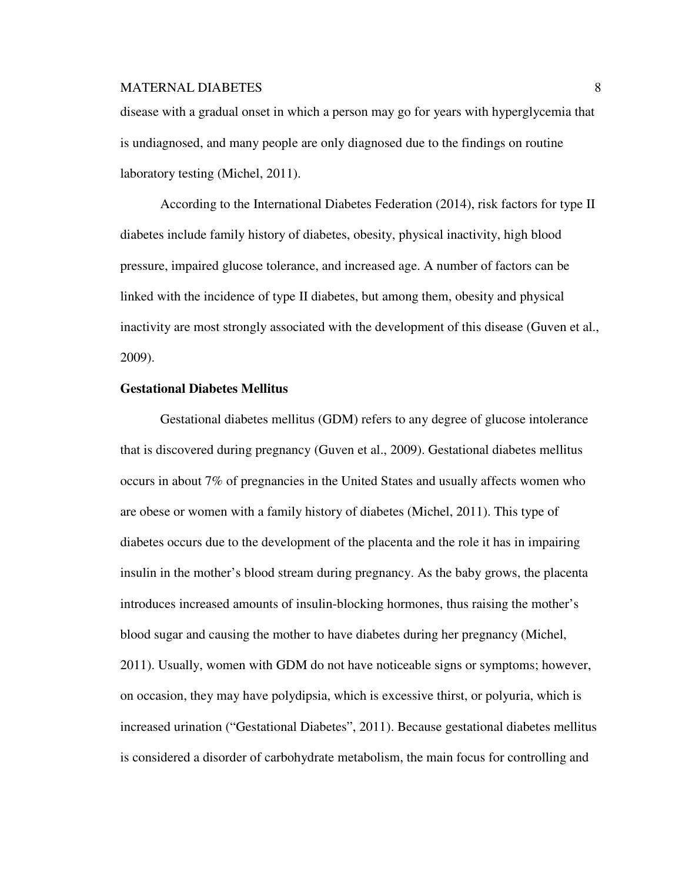disease with a gradual onset in which a person may go for years with hyperglycemia that is undiagnosed, and many people are only diagnosed due to the findings on routine laboratory testing (Michel, 2011).

According to the International Diabetes Federation (2014), risk factors for type II diabetes include family history of diabetes, obesity, physical inactivity, high blood pressure, impaired glucose tolerance, and increased age. A number of factors can be linked with the incidence of type II diabetes, but among them, obesity and physical inactivity are most strongly associated with the development of this disease (Guven et al., 2009).

**Gestational Diabetes Mellitus**

Gestational diabetes mellitus (GDM) refers to any degree of glucose intolerance that is discovered during pregnancy (Guven et al., 2009). Gestational diabetes mellitus occurs in about 7% of pregnancies in the United States and usually affects women who are obese or women with a family history of diabetes (Michel, 2011). This type of diabetes occurs due to the development of the placenta and the role it has in impairing insulin in the mother's blood stream during pregnancy. As the baby grows, the placenta introduces increased amounts of insulin-blocking hormones, thus raising the mother's blood sugar and causing the mother to have diabetes during her pregnancy (Michel, 2011). Usually, women with GDM do not have noticeable signs or symptoms; however, on occasion, they may have polydipsia, which is excessive thirst, or polyuria, which is increased urination ("Gestational Diabetes", 2011). Because gestational diabetes mellitus is considered a disorder of carbohydrate metabolism, the main focus for controlling and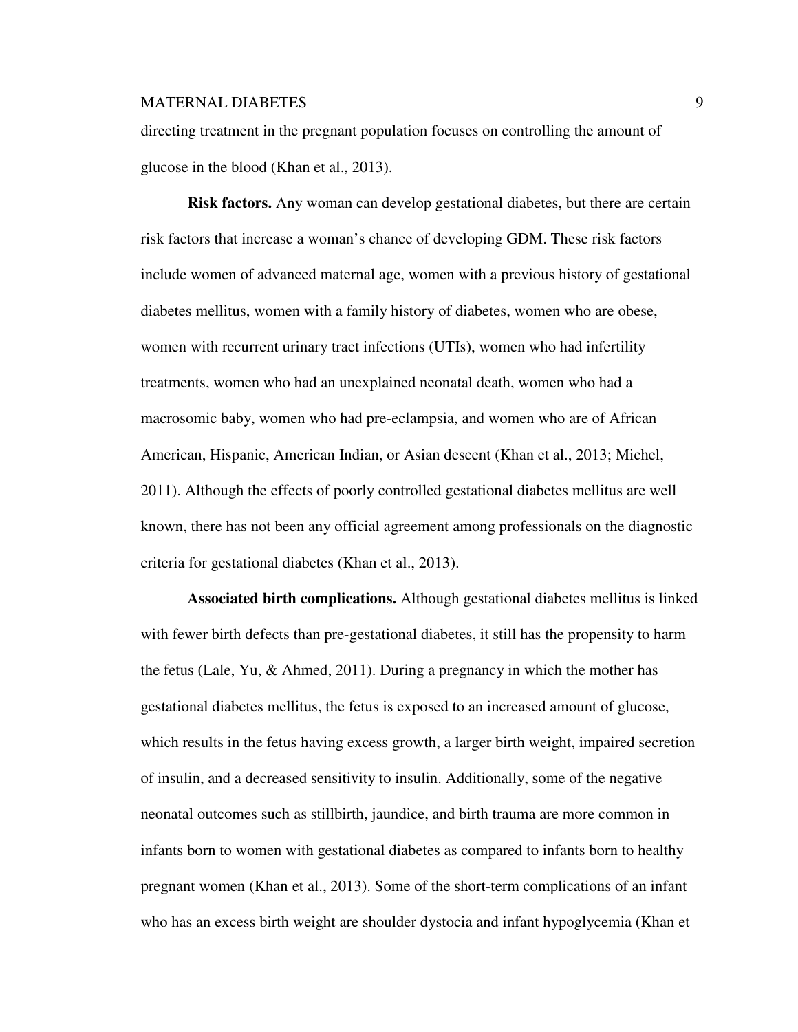directing treatment in the pregnant population focuses on controlling the amount of glucose in the blood (Khan et al., 2013).

**Risk factors.** Any woman can develop gestational diabetes, but there are certain risk factors that increase a woman's chance of developing GDM. These risk factors include women of advanced maternal age, women with a previous history of gestational diabetes mellitus, women with a family history of diabetes, women who are obese, women with recurrent urinary tract infections (UTIs), women who had infertility treatments, women who had an unexplained neonatal death, women who had a macrosomic baby, women who had pre-eclampsia, and women who are of African American, Hispanic, American Indian, or Asian descent (Khan et al., 2013; Michel, 2011). Although the effects of poorly controlled gestational diabetes mellitus are well known, there has not been any official agreement among professionals on the diagnostic criteria for gestational diabetes (Khan et al., 2013).

**Associated birth complications.** Although gestational diabetes mellitus is linked with fewer birth defects than pre-gestational diabetes, it still has the propensity to harm the fetus (Lale, Yu, & Ahmed, 2011). During a pregnancy in which the mother has gestational diabetes mellitus, the fetus is exposed to an increased amount of glucose, which results in the fetus having excess growth, a larger birth weight, impaired secretion of insulin, and a decreased sensitivity to insulin. Additionally, some of the negative neonatal outcomes such as stillbirth, jaundice, and birth trauma are more common in infants born to women with gestational diabetes as compared to infants born to healthy pregnant women (Khan et al., 2013). Some of the short-term complications of an infant who has an excess birth weight are shoulder dystocia and infant hypoglycemia (Khan et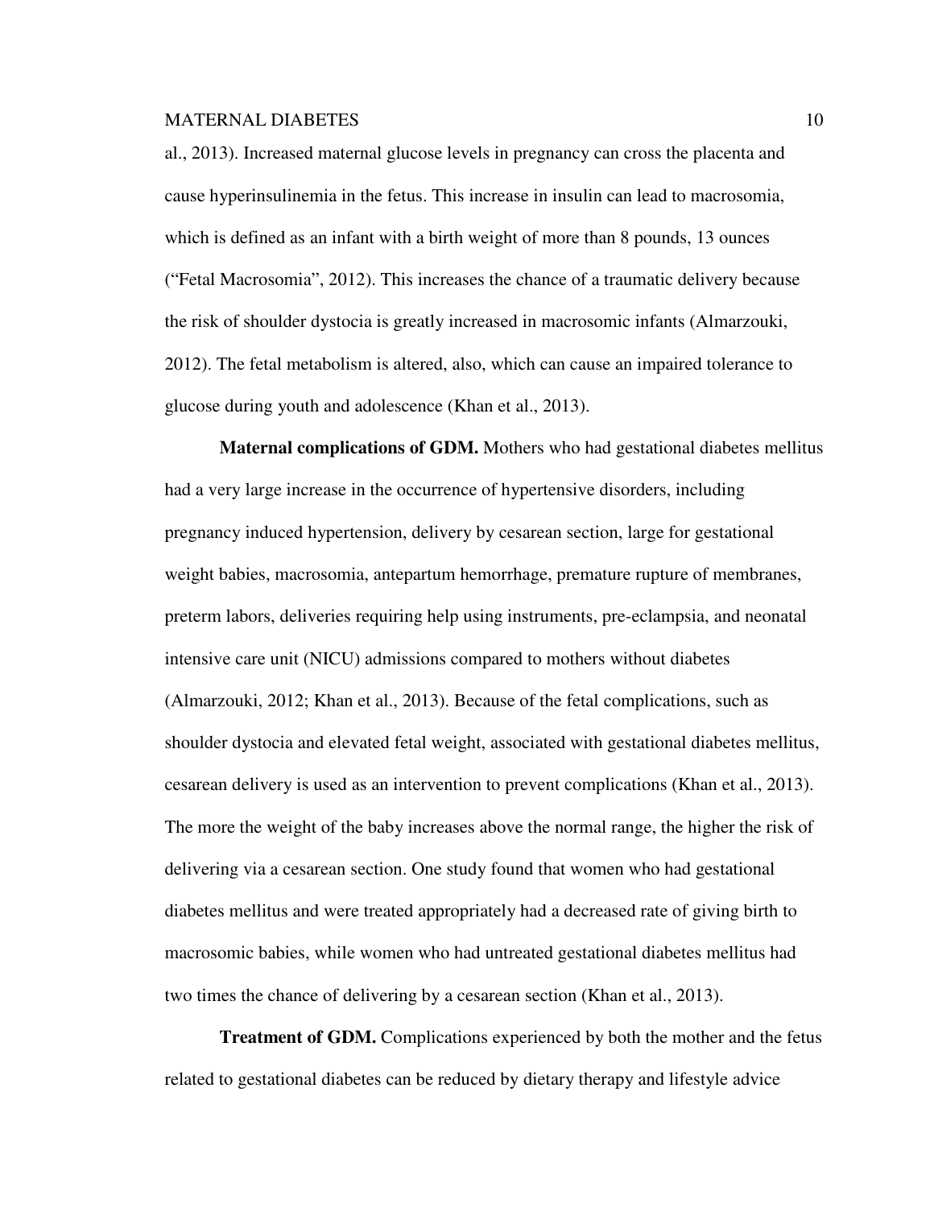al., 2013). Increased maternal glucose levels in pregnancy can cross the placenta and cause hyperinsulinemia in the fetus. This increase in insulin can lead to macrosomia, which is defined as an infant with a birth weight of more than 8 pounds, 13 ounces ("Fetal Macrosomia", 2012). This increases the chance of a traumatic delivery because the risk of shoulder dystocia is greatly increased in macrosomic infants (Almarzouki, 2012). The fetal metabolism is altered, also, which can cause an impaired tolerance to glucose during youth and adolescence (Khan et al., 2013).

**Maternal complications of GDM.** Mothers who had gestational diabetes mellitus had a very large increase in the occurrence of hypertensive disorders, including pregnancy induced hypertension, delivery by cesarean section, large for gestational weight babies, macrosomia, antepartum hemorrhage, premature rupture of membranes, preterm labors, deliveries requiring help using instruments, pre-eclampsia, and neonatal intensive care unit (NICU) admissions compared to mothers without diabetes (Almarzouki, 2012; Khan et al., 2013). Because of the fetal complications, such as shoulder dystocia and elevated fetal weight, associated with gestational diabetes mellitus, cesarean delivery is used as an intervention to prevent complications (Khan et al., 2013). The more the weight of the baby increases above the normal range, the higher the risk of delivering via a cesarean section. One study found that women who had gestational diabetes mellitus and were treated appropriately had a decreased rate of giving birth to macrosomic babies, while women who had untreated gestational diabetes mellitus had two times the chance of delivering by a cesarean section (Khan et al., 2013).

**Treatment of GDM.** Complications experienced by both the mother and the fetus related to gestational diabetes can be reduced by dietary therapy and lifestyle advice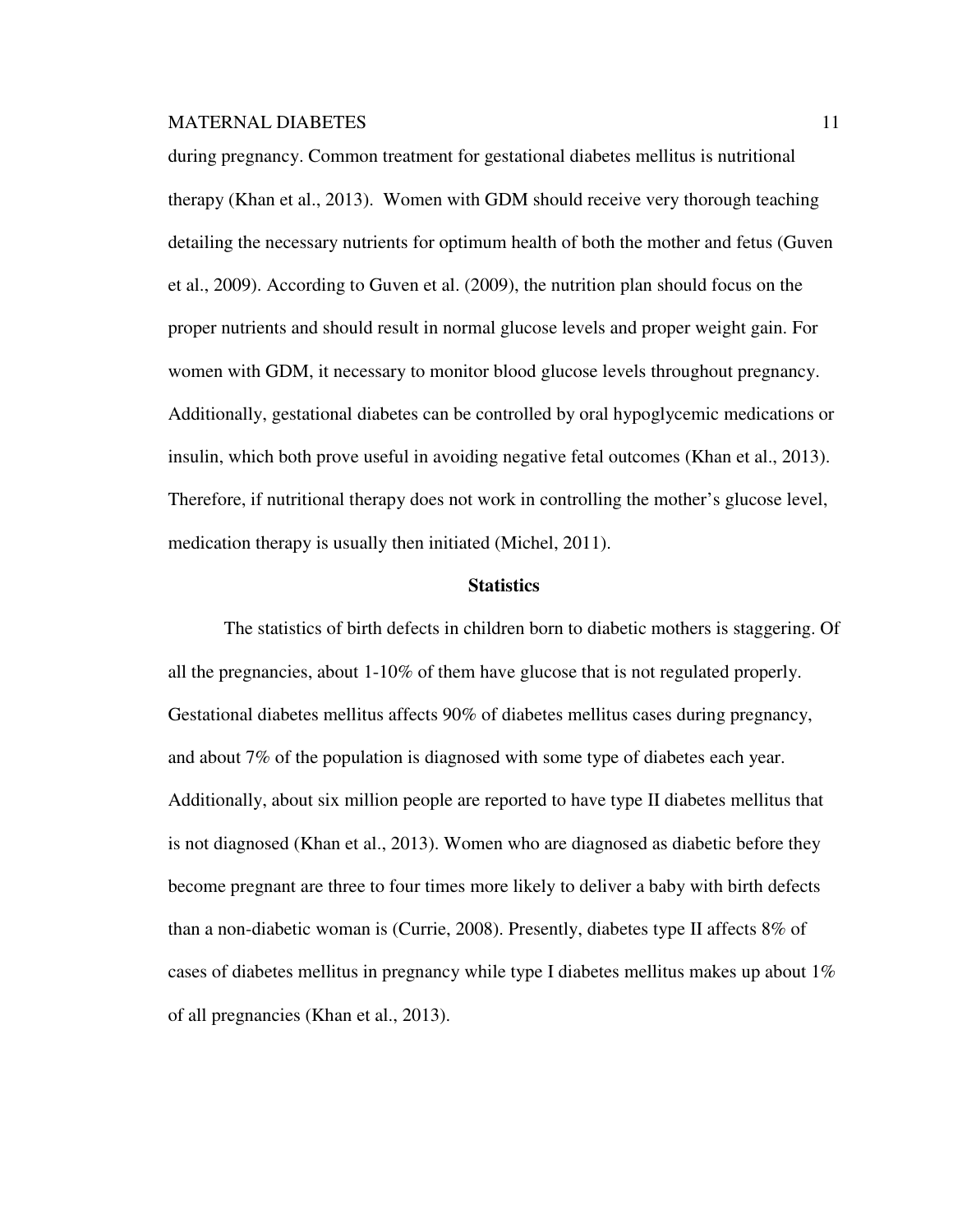during pregnancy. Common treatment for gestational diabetes mellitus is nutritional therapy (Khan et al., 2013). Women with GDM should receive very thorough teaching detailing the necessary nutrients for optimum health of both the mother and fetus (Guven et al., 2009). According to Guven et al. (2009), the nutrition plan should focus on the proper nutrients and should result in normal glucose levels and proper weight gain. For women with GDM, it necessary to monitor blood glucose levels throughout pregnancy. Additionally, gestational diabetes can be controlled by oral hypoglycemic medications or insulin, which both prove useful in avoiding negative fetal outcomes (Khan et al., 2013). Therefore, if nutritional therapy does not work in controlling the mother's glucose level, medication therapy is usually then initiated (Michel, 2011).

## Statistics

The statistics of birth defects in children born to diabetic mothers is staggering. Of all the pregnancies, about 1-10% of them have glucose that is not regulated properly. Gestational diabetes mellitus affects 90% of diabetes mellitus cases during pregnancy, and about 7% of the population is diagnosed with some type of diabetes each year. Additionally, about six million people are reported to have type II diabetes mellitus that is not diagnosed (Khan et al., 2013). Women who are diagnosed as diabetic before they become pregnant are three to four times more likely to deliver a baby with birth defects than a non-diabetic woman is (Currie, 2008). Presently, diabetes type II affects 8% of cases of diabetes mellitus in pregnancy while type I diabetes mellitus makes up about 1% of all pregnancies (Khan et al., 2013).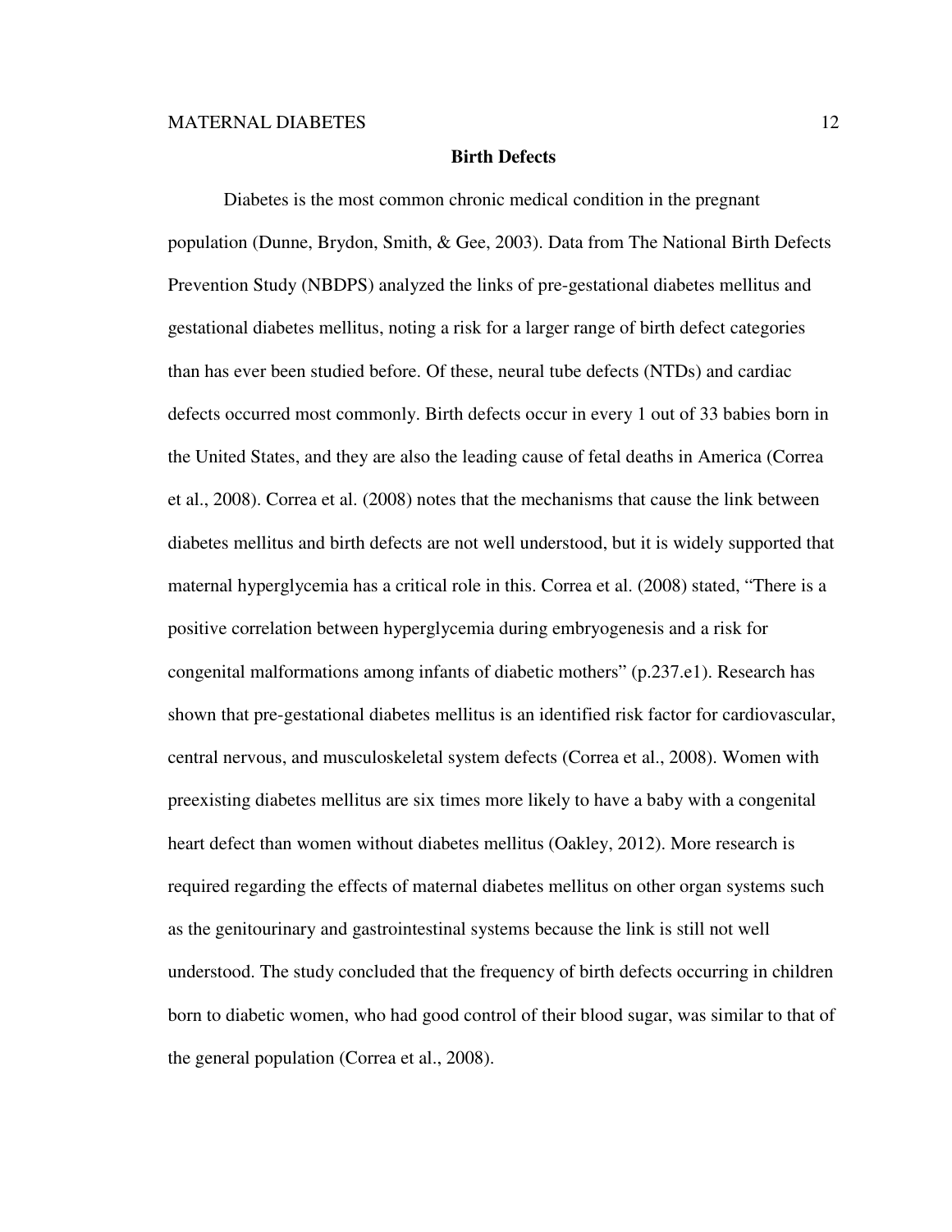## Birth Defects

Diabetes is the most common chronic medical condition in the pregnant population (Dunne, Brydon, Smith, & Gee, 2003). Data from The National Birth Defects Prevention Study (NBDPS) analyzed the links of pre-gestational diabetes mellitus and gestational diabetes mellitus, noting a risk for a larger range of birth defect categories than has ever been studied before. Of these, neural tube defects (NTDs) and cardiac defects occurred most commonly. Birth defects occur in every 1 out of 33 babies born in the United States, and they are also the leading cause of fetal deaths in America (Correa et al., 2008). Correa et al. (2008) notes that the mechanisms that cause the link between diabetes mellitus and birth defects are not well understood, but it is widely supported that maternal hyperglycemia has a critical role in this. Correa et al. (2008) stated, "There is a positive correlation between hyperglycemia during embryogenesis and a risk for congenital malformations among infants of diabetic mothers" (p.237.e1). Research has shown that pre-gestational diabetes mellitus is an identified risk factor for cardiovascular, central nervous, and musculoskeletal system defects (Correa et al., 2008). Women with preexisting diabetes mellitus are six times more likely to have a baby with a congenital heart defect than women without diabetes mellitus (Oakley, 2012). More research is required regarding the effects of maternal diabetes mellitus on other organ systems such as the genitourinary and gastrointestinal systems because the link is still not well understood. The study concluded that the frequency of birth defects occurring in children born to diabetic women, who had good control of their blood sugar, was similar to that of the general population (Correa et al., 2008).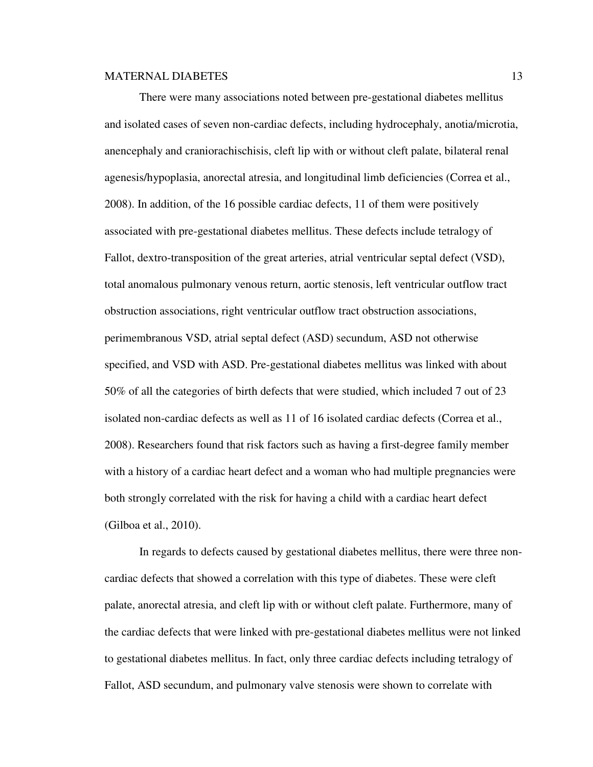There were many associations noted between pre-gestational diabetes mellitus and isolated cases of seven non-cardiac defects, including hydrocephaly, anotia/microtia, anencephaly and craniorachischisis, cleft lip with or without cleft palate, bilateral renal agenesis/hypoplasia, anorectal atresia, and longitudinal limb deficiencies (Correa et al., 2008). In addition, of the 16 possible cardiac defects, 11 of them were positively associated with pre-gestational diabetes mellitus. These defects include tetralogy of Fallot, dextro-transposition of the great arteries, atrial ventricular septal defect (VSD), total anomalous pulmonary venous return, aortic stenosis, left ventricular outflow tract obstruction associations, right ventricular outflow tract obstruction associations, perimembranous VSD, atrial septal defect (ASD) secundum, ASD not otherwise specified, and VSD with ASD. Pre-gestational diabetes mellitus was linked with about 50% of all the categories of birth defects that were studied, which included 7 out of 23 isolated non-cardiac defects as well as 11 of 16 isolated cardiac defects (Correa et al., 2008). Researchers found that risk factors such as having a first-degree family member with a history of a cardiac heart defect and a woman who had multiple pregnancies were both strongly correlated with the risk for having a child with a cardiac heart defect (Gilboa et al., 2010).

In regards to defects caused by gestational diabetes mellitus, there were three non-cardiac defects that showed a correlation with this type of diabetes. These were cleft palate, anorectal atresia, and cleft lip with or without cleft palate. Furthermore, many of the cardiac defects that were linked with pre-gestational diabetes mellitus were not linked to gestational diabetes mellitus. In fact, only three cardiac defects including tetralogy of Fallot, ASD secundum, and pulmonary valve stenosis were shown to correlate with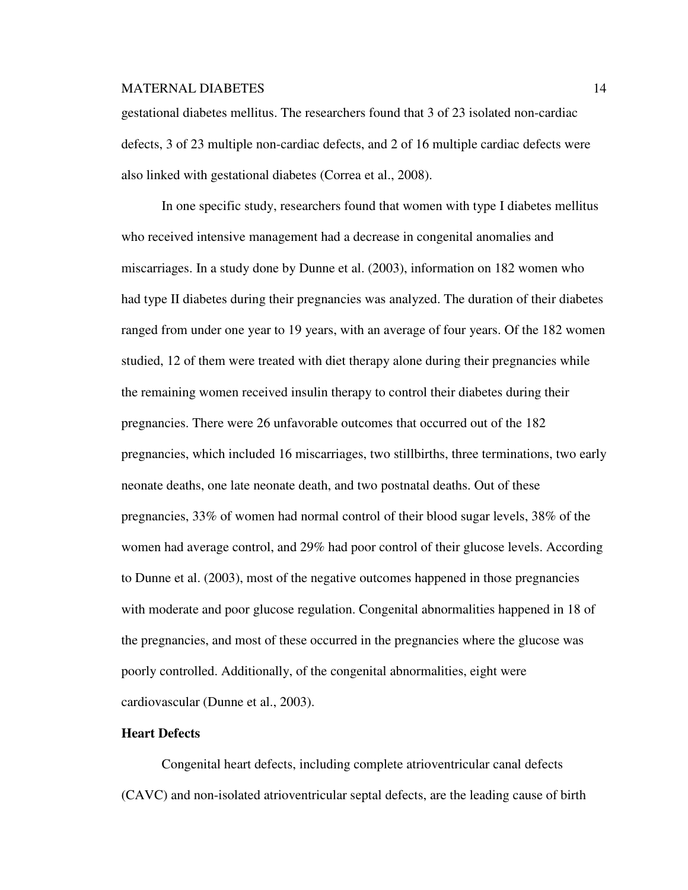gestational diabetes mellitus. The researchers found that 3 of 23 isolated non-cardiac defects, 3 of 23 multiple non-cardiac defects, and 2 of 16 multiple cardiac defects were also linked with gestational diabetes (Correa et al., 2008).

In one specific study, researchers found that women with type I diabetes mellitus who received intensive management had a decrease in congenital anomalies and miscarriages. In a study done by Dunne et al. (2003), information on 182 women who had type II diabetes during their pregnancies was analyzed. The duration of their diabetes ranged from under one year to 19 years, with an average of four years. Of the 182 women studied, 12 of them were treated with diet therapy alone during their pregnancies while the remaining women received insulin therapy to control their diabetes during their pregnancies. There were 26 unfavorable outcomes that occurred out of the 182 pregnancies, which included 16 miscarriages, two stillbirths, three terminations, two early neonate deaths, one late neonate death, and two postnatal deaths. Out of these pregnancies, 33% of women had normal control of their blood sugar levels, 38% of the women had average control, and 29% had poor control of their glucose levels. According to Dunne et al. (2003), most of the negative outcomes happened in those pregnancies with moderate and poor glucose regulation. Congenital abnormalities happened in 18 of the pregnancies, and most of these occurred in the pregnancies where the glucose was poorly controlled. Additionally, of the congenital abnormalities, eight were cardiovascular (Dunne et al., 2003).

**Heart Defects**

Congenital heart defects, including complete atrioventricular canal defects (CAVC) and non-isolated atrioventricular septal defects, are the leading cause of birth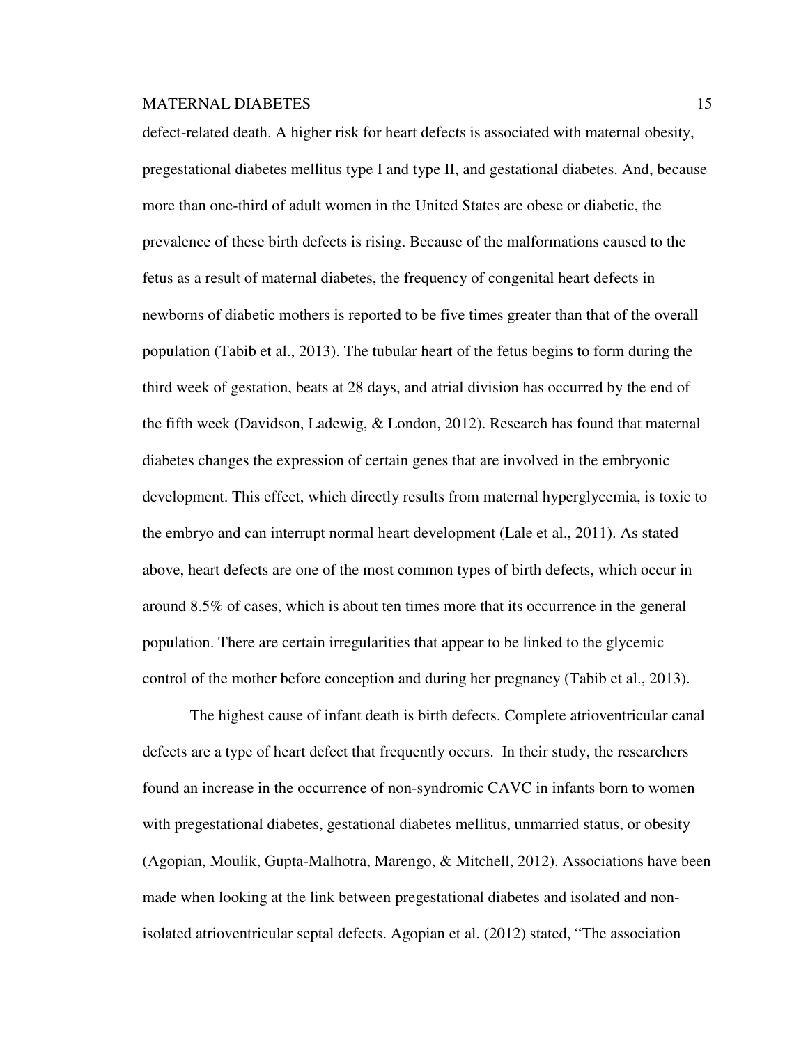defect-related death. A higher risk for heart defects is associated with maternal obesity, pregestational diabetes mellitus type I and type II, and gestational diabetes. And, because more than one-third of adult women in the United States are obese or diabetic, the prevalence of these birth defects is rising. Because of the malformations caused to the fetus as a result of maternal diabetes, the frequency of congenital heart defects in newborns of diabetic mothers is reported to be five times greater than that of the overall population (Tabib et al., 2013). The tubular heart of the fetus begins to form during the third week of gestation, beats at 28 days, and atrial division has occurred by the end of the fifth week (Davidson, Ladewig, & London, 2012). Research has found that maternal diabetes changes the expression of certain genes that are involved in the embryonic development. This effect, which directly results from maternal hyperglycemia, is toxic to the embryo and can interrupt normal heart development (Lale et al., 2011). As stated above, heart defects are one of the most common types of birth defects, which occur in around 8.5% of cases, which is about ten times more that its occurrence in the general population. There are certain irregularities that appear to be linked to the glycemic control of the mother before conception and during her pregnancy (Tabib et al., 2013).

The highest cause of infant death is birth defects. Complete atrioventricular canal defects are a type of heart defect that frequently occurs. In their study, the researchers found an increase in the occurrence of non-syndromic CAVC in infants born to women with pregestational diabetes, gestational diabetes mellitus, unmarried status, or obesity (Agopian, Moulik, Gupta-Malhotra, Marengo, & Mitchell, 2012). Associations have been made when looking at the link between pregestational diabetes and isolated and non-isolated atrioventricular septal defects. Agopian et al. (2012) stated, "The association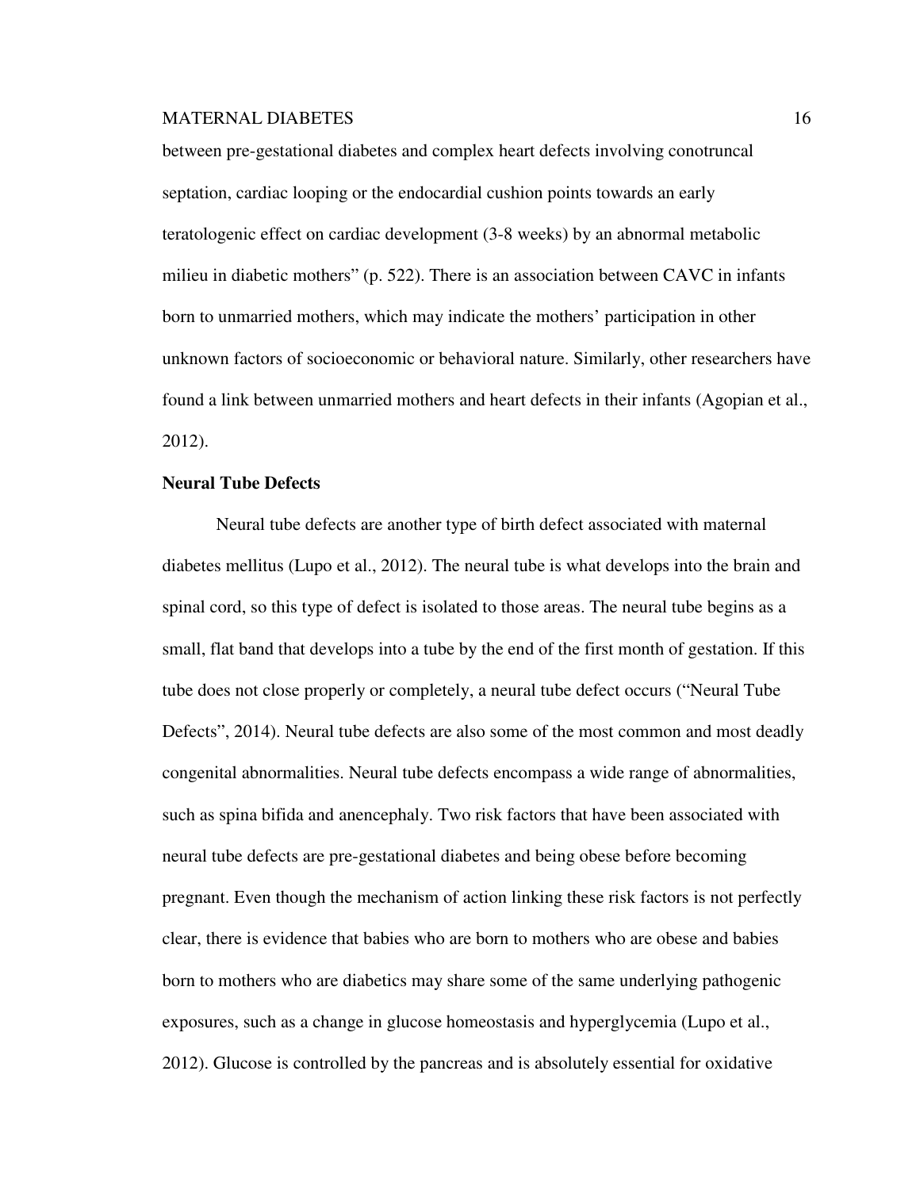between pre-gestational diabetes and complex heart defects involving conotruncal septation, cardiac looping or the endocardial cushion points towards an early teratologenic effect on cardiac development (3-8 weeks) by an abnormal metabolic milieu in diabetic mothers" (p. 522). There is an association between CAVC in infants born to unmarried mothers, which may indicate the mothers' participation in other unknown factors of socioeconomic or behavioral nature. Similarly, other researchers have found a link between unmarried mothers and heart defects in their infants (Agopian et al., 2012).

**Neural Tube Defects**

Neural tube defects are another type of birth defect associated with maternal diabetes mellitus (Lupo et al., 2012). The neural tube is what develops into the brain and spinal cord, so this type of defect is isolated to those areas. The neural tube begins as a small, flat band that develops into a tube by the end of the first month of gestation. If this tube does not close properly or completely, a neural tube defect occurs ("Neural Tube Defects", 2014). Neural tube defects are also some of the most common and most deadly congenital abnormalities. Neural tube defects encompass a wide range of abnormalities, such as spina bifida and anencephaly. Two risk factors that have been associated with neural tube defects are pre-gestational diabetes and being obese before becoming pregnant. Even though the mechanism of action linking these risk factors is not perfectly clear, there is evidence that babies who are born to mothers who are obese and babies born to mothers who are diabetics may share some of the same underlying pathogenic exposures, such as a change in glucose homeostasis and hyperglycemia (Lupo et al., 2012). Glucose is controlled by the pancreas and is absolutely essential for oxidative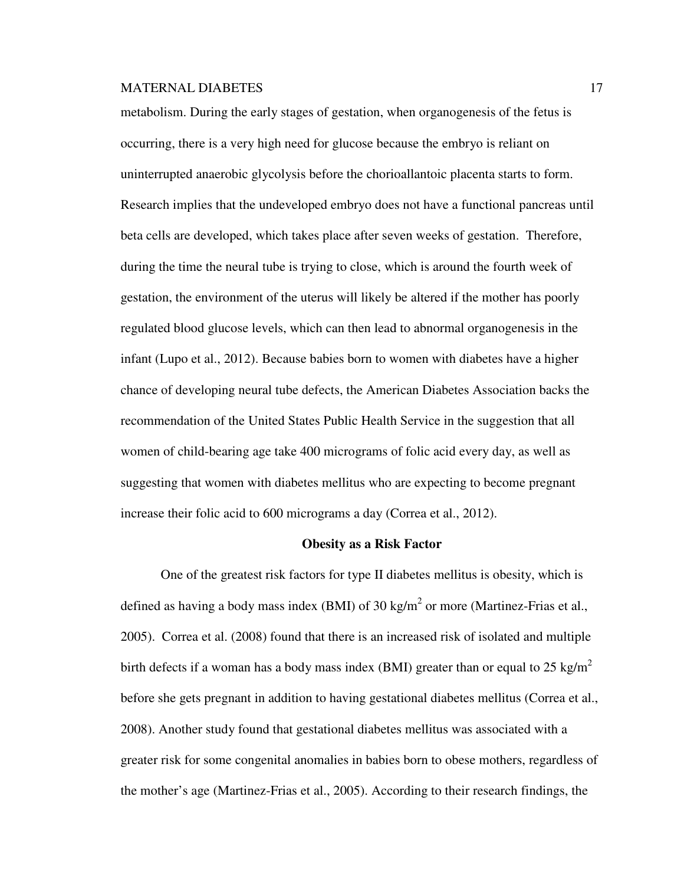metabolism. During the early stages of gestation, when organogenesis of the fetus is occurring, there is a very high need for glucose because the embryo is reliant on uninterrupted anaerobic glycolysis before the chorioallantoic placenta starts to form. Research implies that the undeveloped embryo does not have a functional pancreas until beta cells are developed, which takes place after seven weeks of gestation. Therefore, during the time the neural tube is trying to close, which is around the fourth week of gestation, the environment of the uterus will likely be altered if the mother has poorly regulated blood glucose levels, which can then lead to abnormal organogenesis in the infant (Lupo et al., 2012). Because babies born to women with diabetes have a higher chance of developing neural tube defects, the American Diabetes Association backs the recommendation of the United States Public Health Service in the suggestion that all women of child-bearing age take 400 micrograms of folic acid every day, as well as suggesting that women with diabetes mellitus who are expecting to become pregnant increase their folic acid to 600 micrograms a day (Correa et al., 2012).

## Obesity as a Risk Factor

One of the greatest risk factors for type II diabetes mellitus is obesity, which is defined as having a body mass index (BMI) of 30 $kg/m^2$ or more (Martinez-Frias et al., 2005). Correa et al. (2008) found that there is an increased risk of isolated and multiple birth defects if a woman has a body mass index (BMI) greater than or equal to 25 $kg/m^2$ before she gets pregnant in addition to having gestational diabetes mellitus (Correa et al., 2008). Another study found that gestational diabetes mellitus was associated with a greater risk for some congenital anomalies in babies born to obese mothers, regardless of the mother's age (Martinez-Frias et al., 2005). According to their research findings, the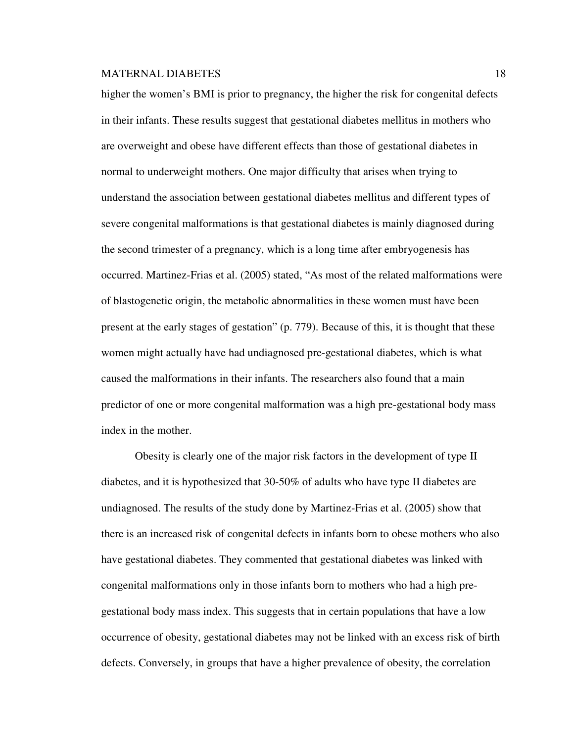higher the women's BMI is prior to pregnancy, the higher the risk for congenital defects in their infants. These results suggest that gestational diabetes mellitus in mothers who are overweight and obese have different effects than those of gestational diabetes in normal to underweight mothers. One major difficulty that arises when trying to understand the association between gestational diabetes mellitus and different types of severe congenital malformations is that gestational diabetes is mainly diagnosed during the second trimester of a pregnancy, which is a long time after embryogenesis has occurred. Martinez-Frias et al. (2005) stated, "As most of the related malformations were of blastogenetic origin, the metabolic abnormalities in these women must have been present at the early stages of gestation" (p. 779). Because of this, it is thought that these women might actually have had undiagnosed pre-gestational diabetes, which is what caused the malformations in their infants. The researchers also found that a main predictor of one or more congenital malformation was a high pre-gestational body mass index in the mother.

Obesity is clearly one of the major risk factors in the development of type II diabetes, and it is hypothesized that 30-50% of adults who have type II diabetes are undiagnosed. The results of the study done by Martinez-Frias et al. (2005) show that there is an increased risk of congenital defects in infants born to obese mothers who also have gestational diabetes. They commented that gestational diabetes was linked with congenital malformations only in those infants born to mothers who had a high pre-gestational body mass index. This suggests that in certain populations that have a low occurrence of obesity, gestational diabetes may not be linked with an excess risk of birth defects. Conversely, in groups that have a higher prevalence of obesity, the correlation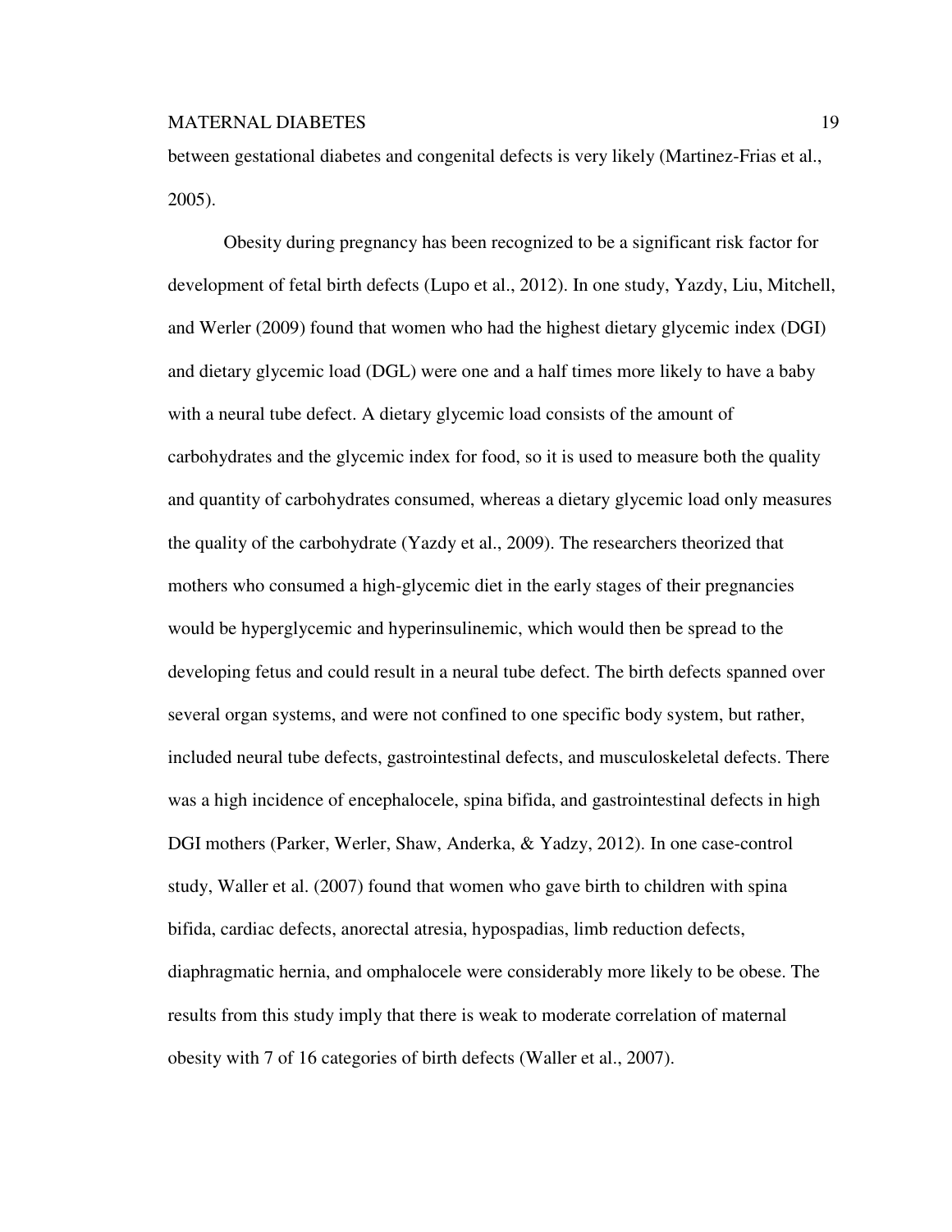between gestational diabetes and congenital defects is very likely (Martinez-Frias et al., 2005).

Obesity during pregnancy has been recognized to be a significant risk factor for development of fetal birth defects (Lupo et al., 2012). In one study, Yazdy, Liu, Mitchell, and Werler (2009) found that women who had the highest dietary glycemic index (DGI) and dietary glycemic load (DGL) were one and a half times more likely to have a baby with a neural tube defect. A dietary glycemic load consists of the amount of carbohydrates and the glycemic index for food, so it is used to measure both the quality and quantity of carbohydrates consumed, whereas a dietary glycemic load only measures the quality of the carbohydrate (Yazdy et al., 2009). The researchers theorized that mothers who consumed a high-glycemic diet in the early stages of their pregnancies would be hyperglycemic and hyperinsulinemic, which would then be spread to the developing fetus and could result in a neural tube defect. The birth defects spanned over several organ systems, and were not confined to one specific body system, but rather, included neural tube defects, gastrointestinal defects, and musculoskeletal defects. There was a high incidence of encephalocele, spina bifida, and gastrointestinal defects in high DGI mothers (Parker, Werler, Shaw, Anderka, & Yadzy, 2012). In one case-control study, Waller et al. (2007) found that women who gave birth to children with spina bifida, cardiac defects, anorectal atresia, hypospadias, limb reduction defects, diaphragmatic hernia, and omphalocele were considerably more likely to be obese. The results from this study imply that there is weak to moderate correlation of maternal obesity with 7 of 16 categories of birth defects (Waller et al., 2007).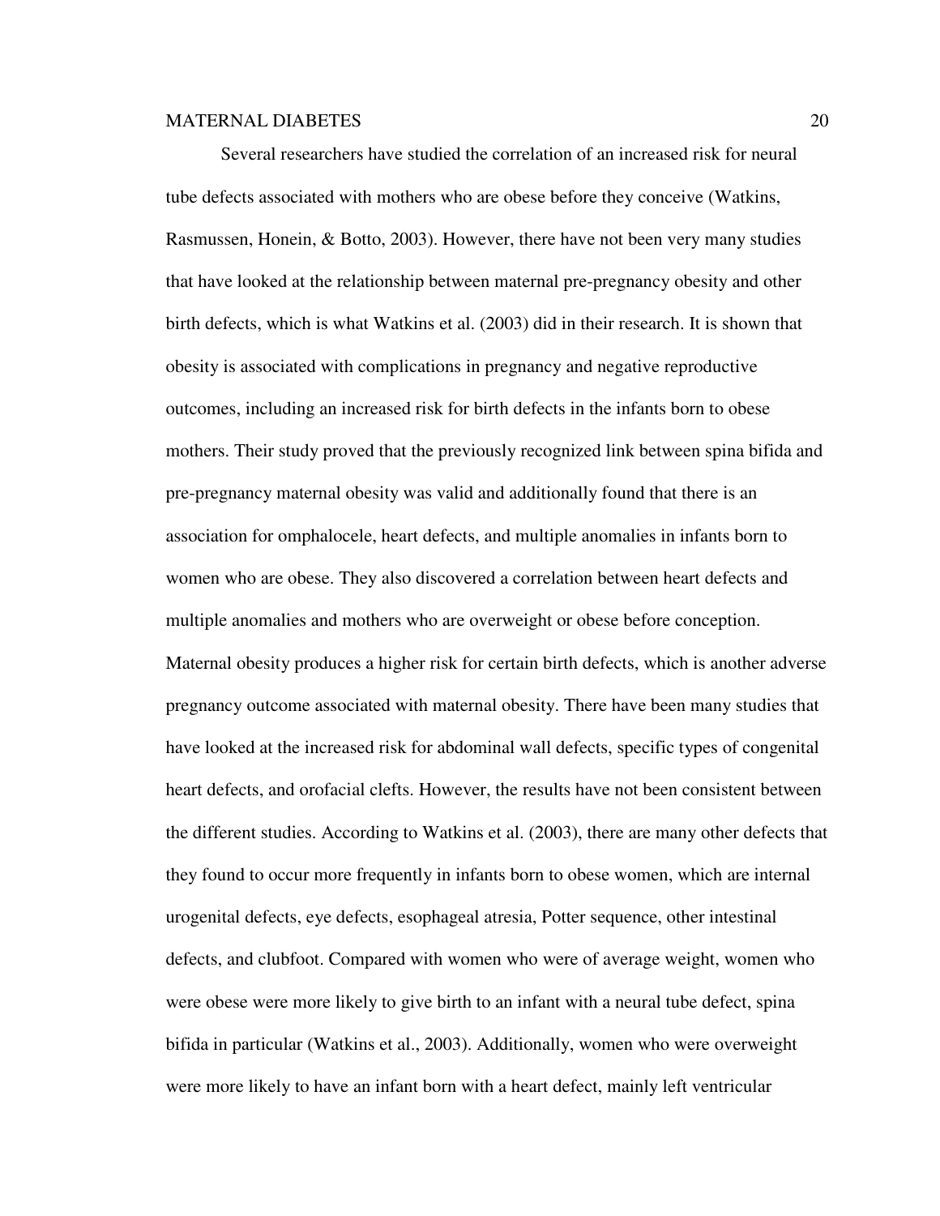Several researchers have studied the correlation of an increased risk for neural tube defects associated with mothers who are obese before they conceive (Watkins, Rasmussen, Honein, & Botto, 2003). However, there have not been very many studies that have looked at the relationship between maternal pre-pregnancy obesity and other birth defects, which is what Watkins et al. (2003) did in their research. It is shown that obesity is associated with complications in pregnancy and negative reproductive outcomes, including an increased risk for birth defects in the infants born to obese mothers. Their study proved that the previously recognized link between spina bifida and pre-pregnancy maternal obesity was valid and additionally found that there is an association for omphalocele, heart defects, and multiple anomalies in infants born to women who are obese. They also discovered a correlation between heart defects and multiple anomalies and mothers who are overweight or obese before conception. Maternal obesity produces a higher risk for certain birth defects, which is another adverse pregnancy outcome associated with maternal obesity. There have been many studies that have looked at the increased risk for abdominal wall defects, specific types of congenital heart defects, and orofacial clefts. However, the results have not been consistent between the different studies. According to Watkins et al. (2003), there are many other defects that they found to occur more frequently in infants born to obese women, which are internal urogenital defects, eye defects, esophageal atresia, Potter sequence, other intestinal defects, and clubfoot. Compared with women who were of average weight, women who were obese were more likely to give birth to an infant with a neural tube defect, spina bifida in particular (Watkins et al., 2003). Additionally, women who were overweight were more likely to have an infant born with a heart defect, mainly left ventricular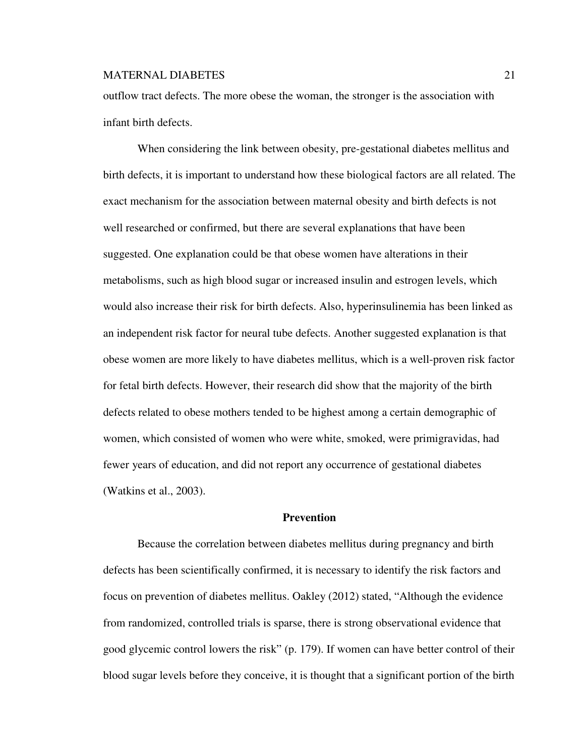outflow tract defects. The more obese the woman, the stronger is the association with infant birth defects.

When considering the link between obesity, pre-gestational diabetes mellitus and birth defects, it is important to understand how these biological factors are all related. The exact mechanism for the association between maternal obesity and birth defects is not well researched or confirmed, but there are several explanations that have been suggested. One explanation could be that obese women have alterations in their metabolisms, such as high blood sugar or increased insulin and estrogen levels, which would also increase their risk for birth defects. Also, hyperinsulinemia has been linked as an independent risk factor for neural tube defects. Another suggested explanation is that obese women are more likely to have diabetes mellitus, which is a well-proven risk factor for fetal birth defects. However, their research did show that the majority of the birth defects related to obese mothers tended to be highest among a certain demographic of women, which consisted of women who were white, smoked, were primigravidas, had fewer years of education, and did not report any occurrence of gestational diabetes (Watkins et al., 2003).

## Prevention

Because the correlation between diabetes mellitus during pregnancy and birth defects has been scientifically confirmed, it is necessary to identify the risk factors and focus on prevention of diabetes mellitus. Oakley (2012) stated, "Although the evidence from randomized, controlled trials is sparse, there is strong observational evidence that good glycemic control lowers the risk" (p. 179). If women can have better control of their blood sugar levels before they conceive, it is thought that a significant portion of the birth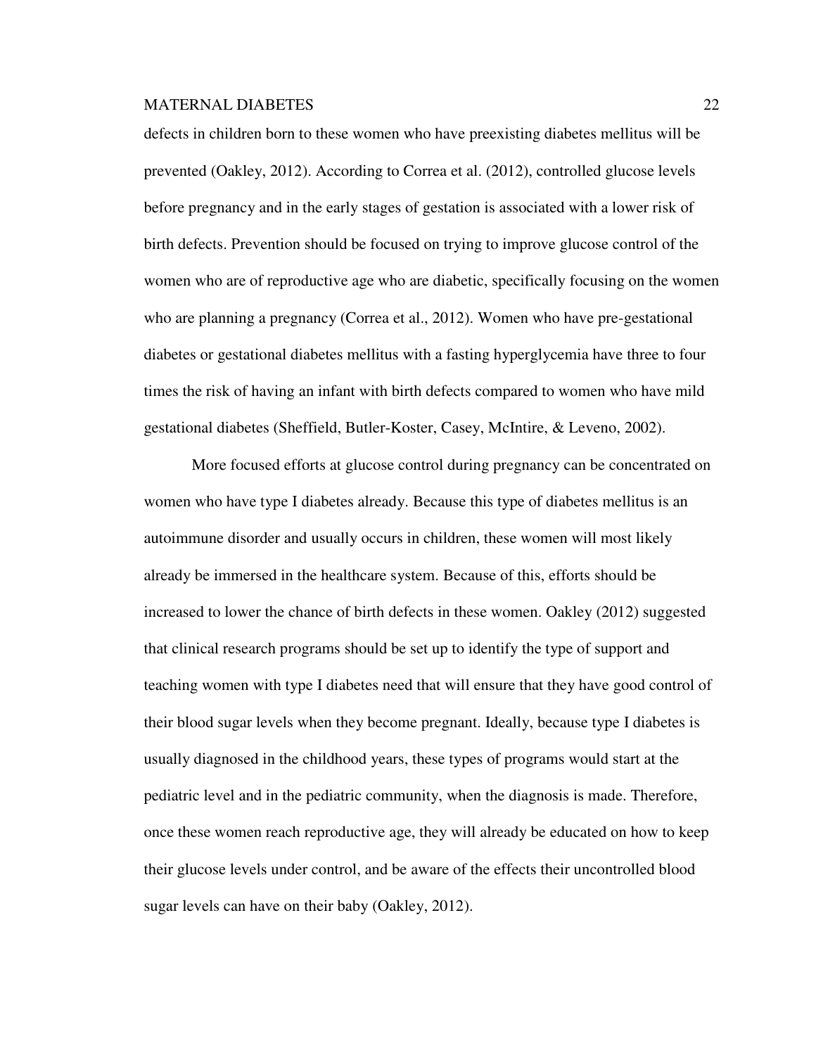defects in children born to these women who have preexisting diabetes mellitus will be prevented (Oakley, 2012). According to Correa et al. (2012), controlled glucose levels before pregnancy and in the early stages of gestation is associated with a lower risk of birth defects. Prevention should be focused on trying to improve glucose control of the women who are of reproductive age who are diabetic, specifically focusing on the women who are planning a pregnancy (Correa et al., 2012). Women who have pre-gestational diabetes or gestational diabetes mellitus with a fasting hyperglycemia have three to four times the risk of having an infant with birth defects compared to women who have mild gestational diabetes (Sheffield, Butler-Koster, Casey, McIntire, & Leveno, 2002).

More focused efforts at glucose control during pregnancy can be concentrated on women who have type I diabetes already. Because this type of diabetes mellitus is an autoimmune disorder and usually occurs in children, these women will most likely already be immersed in the healthcare system. Because of this, efforts should be increased to lower the chance of birth defects in these women. Oakley (2012) suggested that clinical research programs should be set up to identify the type of support and teaching women with type I diabetes need that will ensure that they have good control of their blood sugar levels when they become pregnant. Ideally, because type I diabetes is usually diagnosed in the childhood years, these types of programs would start at the pediatric level and in the pediatric community, when the diagnosis is made. Therefore, once these women reach reproductive age, they will already be educated on how to keep their glucose levels under control, and be aware of the effects their uncontrolled blood sugar levels can have on their baby (Oakley, 2012).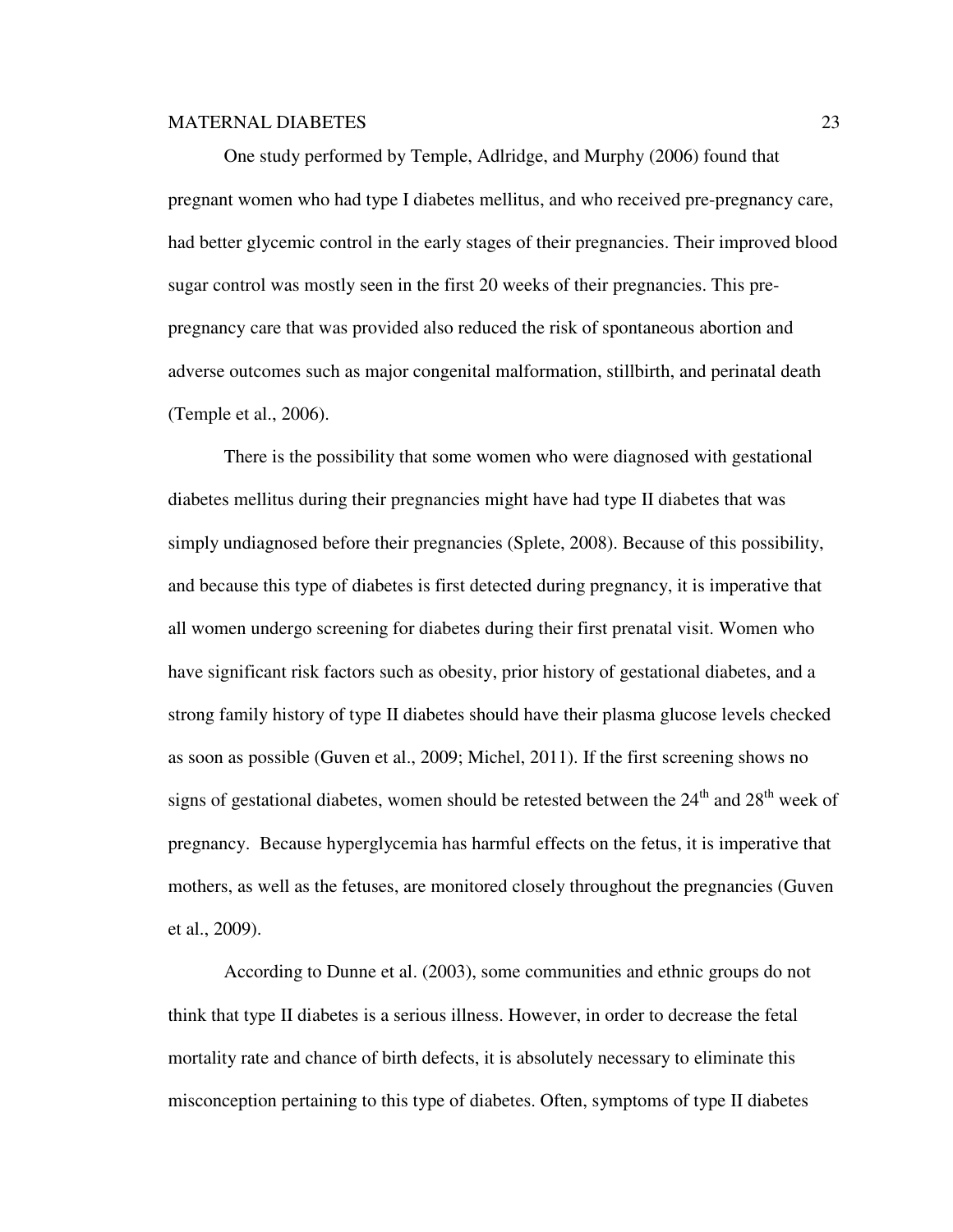One study performed by Temple, Adlridge, and Murphy (2006) found that pregnant women who had type I diabetes mellitus, and who received pre-pregnancy care, had better glycemic control in the early stages of their pregnancies. Their improved blood sugar control was mostly seen in the first 20 weeks of their pregnancies. This pre-pregnancy care that was provided also reduced the risk of spontaneous abortion and adverse outcomes such as major congenital malformation, stillbirth, and perinatal death (Temple et al., 2006).

There is the possibility that some women who were diagnosed with gestational diabetes mellitus during their pregnancies might have had type II diabetes that was simply undiagnosed before their pregnancies (Splete, 2008). Because of this possibility, and because this type of diabetes is first detected during pregnancy, it is imperative that all women undergo screening for diabetes during their first prenatal visit. Women who have significant risk factors such as obesity, prior history of gestational diabetes, and a strong family history of type II diabetes should have their plasma glucose levels checked as soon as possible (Guven et al., 2009; Michel, 2011). If the first screening shows no signs of gestational diabetes, women should be retested between the 24th and 28th week of pregnancy. Because hyperglycemia has harmful effects on the fetus, it is imperative that mothers, as well as the fetuses, are monitored closely throughout the pregnancies (Guven et al., 2009).

According to Dunne et al. (2003), some communities and ethnic groups do not think that type II diabetes is a serious illness. However, in order to decrease the fetal mortality rate and chance of birth defects, it is absolutely necessary to eliminate this misconception pertaining to this type of diabetes. Often, symptoms of type II diabetes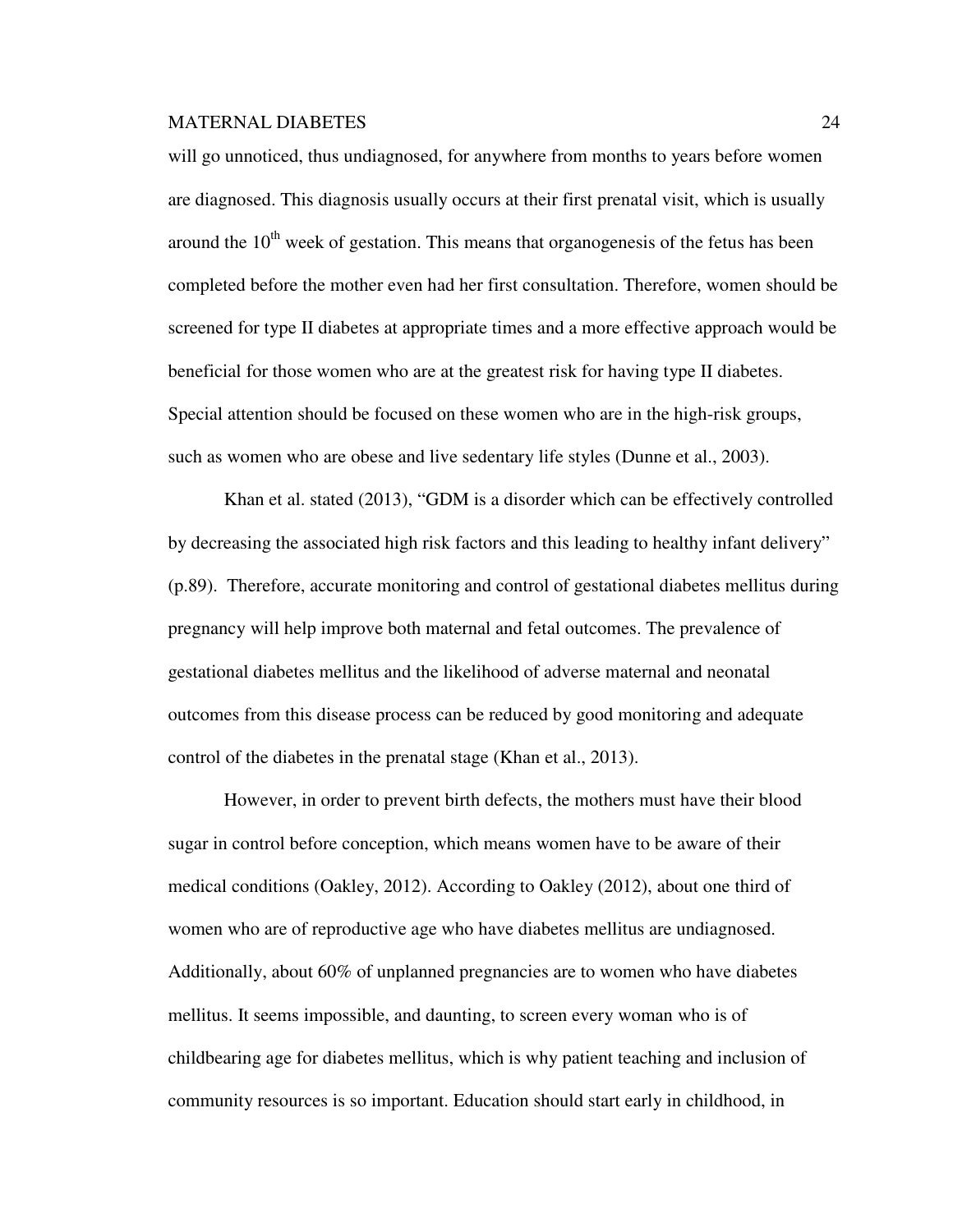will go unnoticed, thus undiagnosed, for anywhere from months to years before women are diagnosed. This diagnosis usually occurs at their first prenatal visit, which is usually around the 10th week of gestation. This means that organogenesis of the fetus has been completed before the mother even had her first consultation. Therefore, women should be screened for type II diabetes at appropriate times and a more effective approach would be beneficial for those women who are at the greatest risk for having type II diabetes. Special attention should be focused on these women who are in the high-risk groups, such as women who are obese and live sedentary life styles (Dunne et al., 2003).

Khan et al. stated (2013), "GDM is a disorder which can be effectively controlled by decreasing the associated high risk factors and this leading to healthy infant delivery" (p.89). Therefore, accurate monitoring and control of gestational diabetes mellitus during pregnancy will help improve both maternal and fetal outcomes. The prevalence of gestational diabetes mellitus and the likelihood of adverse maternal and neonatal outcomes from this disease process can be reduced by good monitoring and adequate control of the diabetes in the prenatal stage (Khan et al., 2013).

However, in order to prevent birth defects, the mothers must have their blood sugar in control before conception, which means women have to be aware of their medical conditions (Oakley, 2012). According to Oakley (2012), about one third of women who are of reproductive age who have diabetes mellitus are undiagnosed. Additionally, about 60% of unplanned pregnancies are to women who have diabetes mellitus. It seems impossible, and daunting, to screen every woman who is of childbearing age for diabetes mellitus, which is why patient teaching and inclusion of community resources is so important. Education should start early in childhood, in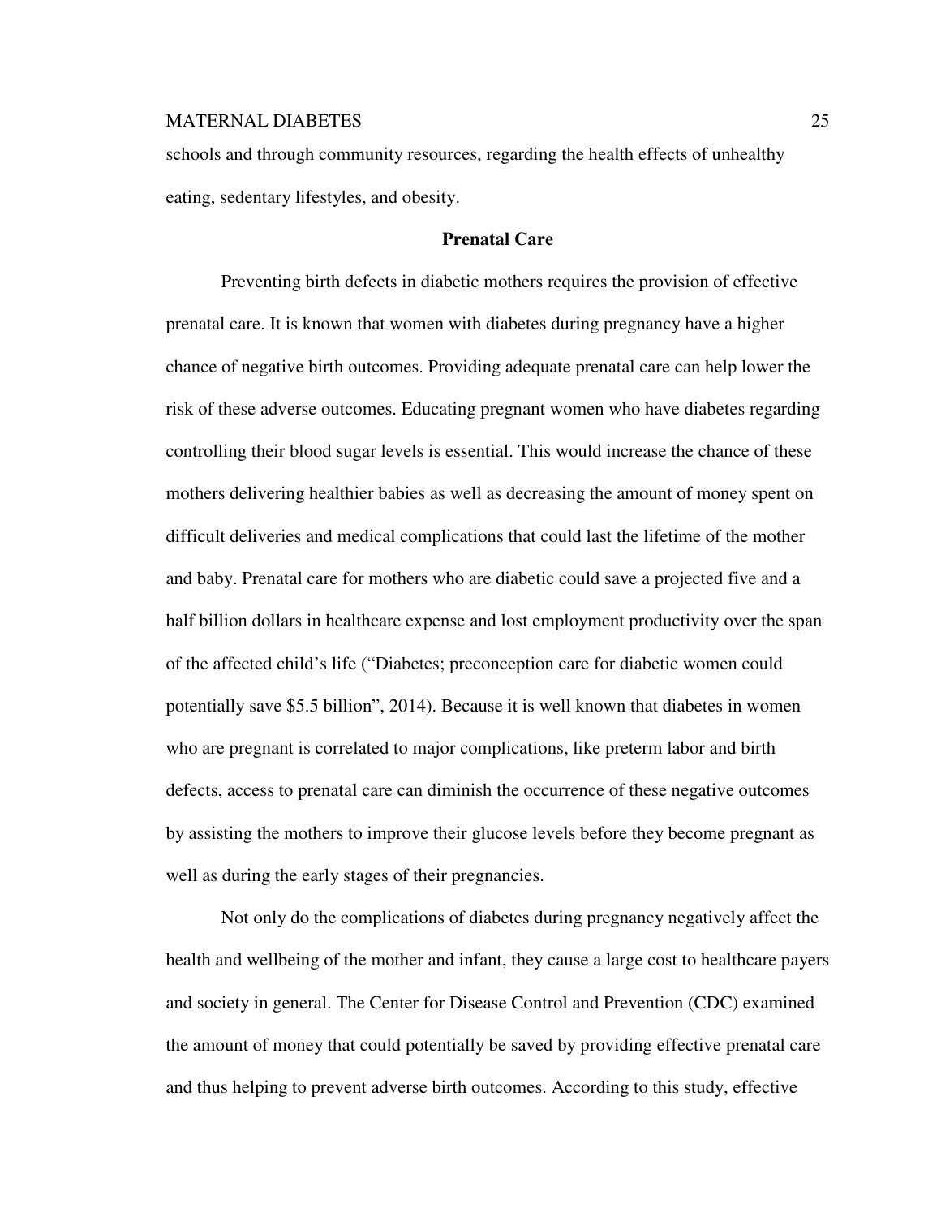schools and through community resources, regarding the health effects of unhealthy eating, sedentary lifestyles, and obesity.

## Prenatal Care

Preventing birth defects in diabetic mothers requires the provision of effective prenatal care. It is known that women with diabetes during pregnancy have a higher chance of negative birth outcomes. Providing adequate prenatal care can help lower the risk of these adverse outcomes. Educating pregnant women who have diabetes regarding controlling their blood sugar levels is essential. This would increase the chance of these mothers delivering healthier babies as well as decreasing the amount of money spent on difficult deliveries and medical complications that could last the lifetime of the mother and baby. Prenatal care for mothers who are diabetic could save a projected five and a half billion dollars in healthcare expense and lost employment productivity over the span of the affected child's life ("Diabetes; preconception care for diabetic women could potentially save $5.5 billion", 2014). Because it is well known that diabetes in women who are pregnant is correlated to major complications, like preterm labor and birth defects, access to prenatal care can diminish the occurrence of these negative outcomes by assisting the mothers to improve their glucose levels before they become pregnant as well as during the early stages of their pregnancies.

Not only do the complications of diabetes during pregnancy negatively affect the health and wellbeing of the mother and infant, they cause a large cost to healthcare payers and society in general. The Center for Disease Control and Prevention (CDC) examined the amount of money that could potentially be saved by providing effective prenatal care and thus helping to prevent adverse birth outcomes. According to this study, effective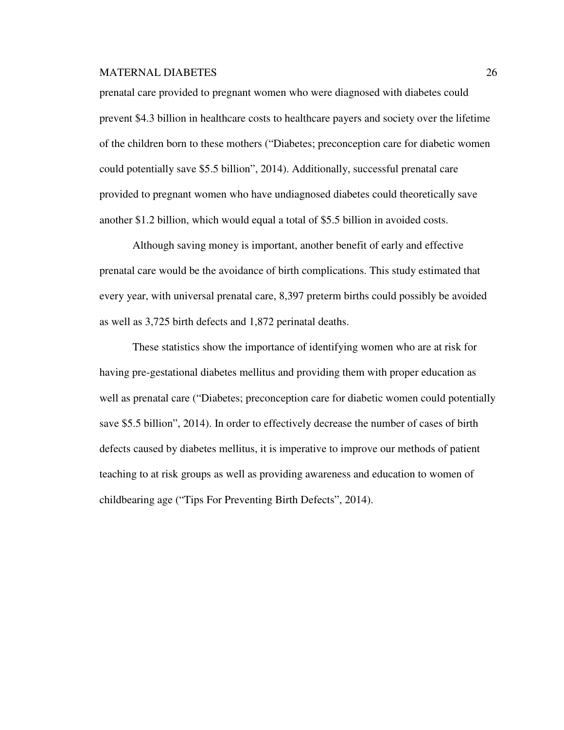prenatal care provided to pregnant women who were diagnosed with diabetes could prevent $4.3 billion in healthcare costs to healthcare payers and society over the lifetime of the children born to these mothers ("Diabetes; preconception care for diabetic women could potentially save $5.5 billion", 2014). Additionally, successful prenatal care provided to pregnant women who have undiagnosed diabetes could theoretically save another $1.2 billion, which would equal a total of $5.5 billion in avoided costs.

Although saving money is important, another benefit of early and effective prenatal care would be the avoidance of birth complications. This study estimated that every year, with universal prenatal care, 8,397 preterm births could possibly be avoided as well as 3,725 birth defects and 1,872 perinatal deaths.

These statistics show the importance of identifying women who are at risk for having pre-gestational diabetes mellitus and providing them with proper education as well as prenatal care ("Diabetes; preconception care for diabetic women could potentially save $5.5 billion", 2014). In order to effectively decrease the number of cases of birth defects caused by diabetes mellitus, it is imperative to improve our methods of patient teaching to at risk groups as well as providing awareness and education to women of childbearing age ("Tips For Preventing Birth Defects", 2014).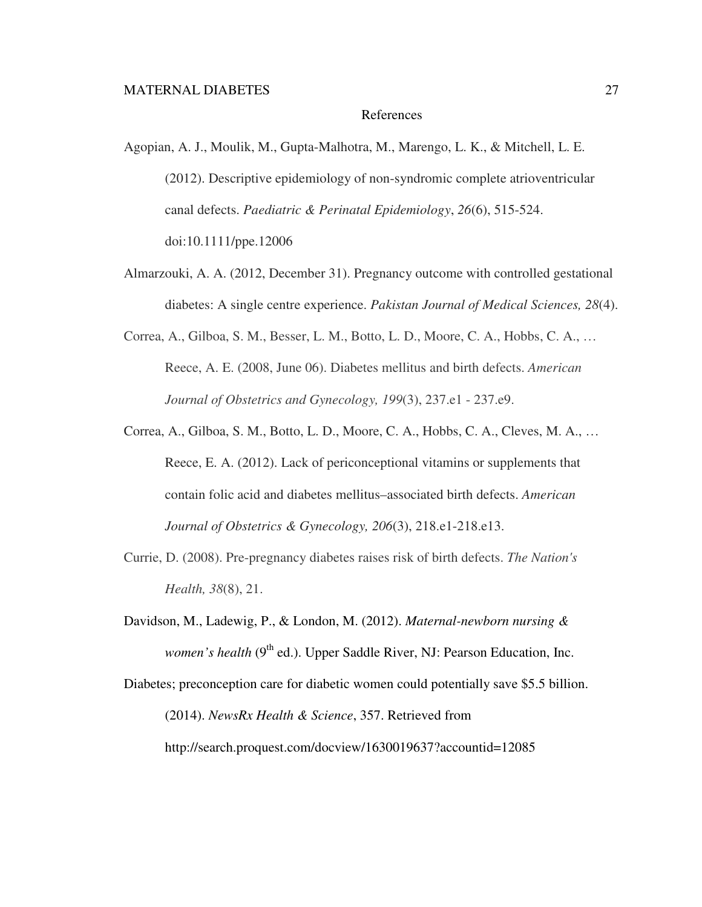# References

Agopian, A. J., Moulik, M., Gupta-Malhotra, M., Marengo, L. K., & Mitchell, L. E. (2012). Descriptive epidemiology of non-syndromic complete atrioventricular canal defects. *Paediatric & Perinatal Epidemiology*, *26*(6), 515-524. doi:10.1111/ppe.12006

Almarzouki, A. A. (2012, December 31). Pregnancy outcome with controlled gestational diabetes: A single centre experience. *Pakistan Journal of Medical Sciences, 28*(4).

Correa, A., Gilboa, S. M., Besser, L. M., Botto, L. D., Moore, C. A., Hobbs, C. A., … Reece, A. E. (2008, June 06). Diabetes mellitus and birth defects. *American Journal of Obstetrics and Gynecology, 199*(3), 237.e1 - 237.e9.

Correa, A., Gilboa, S. M., Botto, L. D., Moore, C. A., Hobbs, C. A., Cleves, M. A., … Reece, E. A. (2012). Lack of periconceptional vitamins or supplements that contain folic acid and diabetes mellitus–associated birth defects. *American Journal of Obstetrics & Gynecology, 206*(3), 218.e1-218.e13.

Currie, D. (2008). Pre-pregnancy diabetes raises risk of birth defects. *The Nation's Health, 38*(8), 21.

Davidson, M., Ladewig, P., & London, M. (2012). *Maternal-newborn nursing & women's health* (9th ed.). Upper Saddle River, NJ: Pearson Education, Inc.

Diabetes; preconception care for diabetic women could potentially save $5.5 billion. (2014). *NewsRx Health & Science*, 357. Retrieved from http://search.proquest.com/docview/1630019637?accountid=12085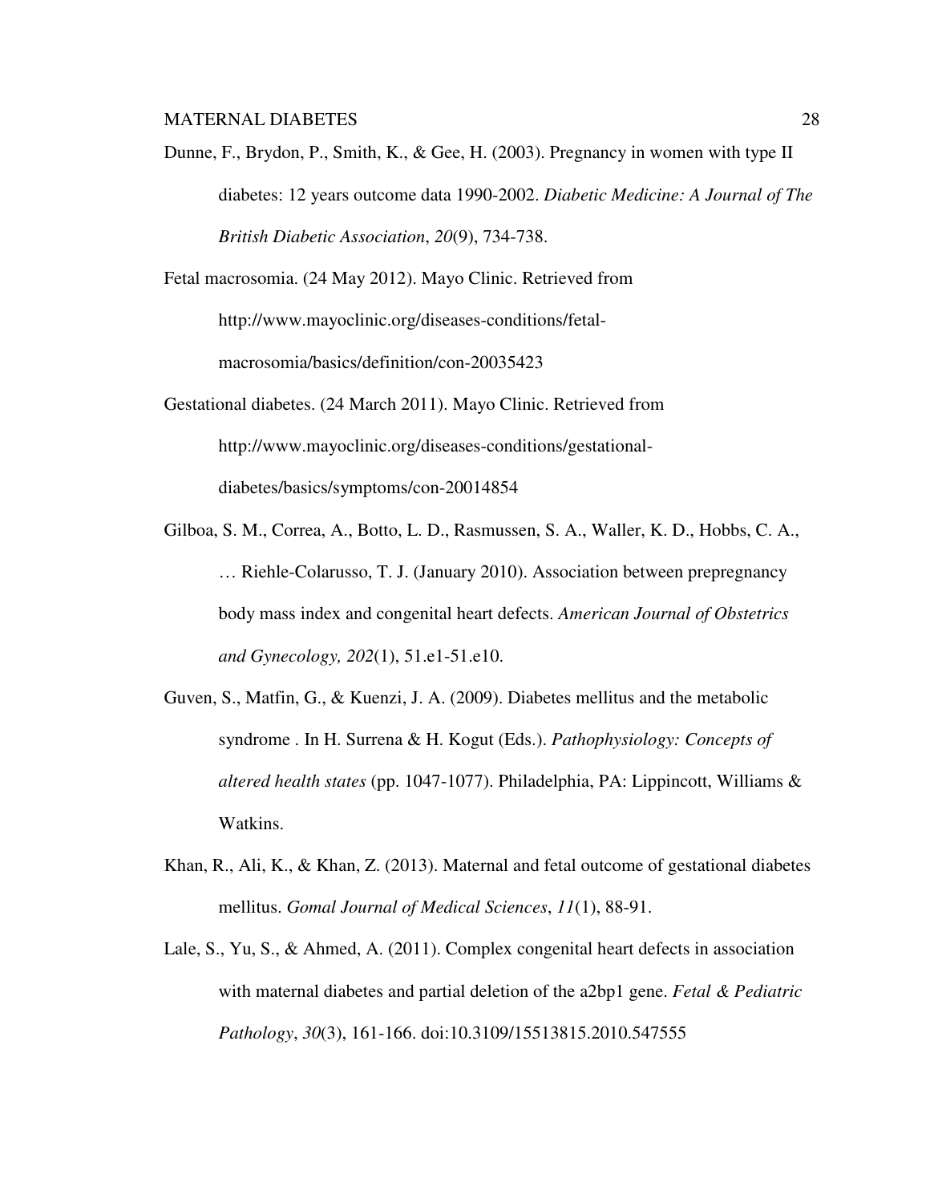Dunne, F., Brydon, P., Smith, K., & Gee, H. (2003). Pregnancy in women with type II diabetes: 12 years outcome data 1990-2002. *Diabetic Medicine: A Journal of The British Diabetic Association*, *20*(9), 734-738.

Fetal macrosomia. (24 May 2012). Mayo Clinic. Retrieved from http://www.mayoclinic.org/diseases-conditions/fetal-macrosomia/basics/definition/con-20035423

Gestational diabetes. (24 March 2011). Mayo Clinic. Retrieved from http://www.mayoclinic.org/diseases-conditions/gestational-diabetes/basics/symptoms/con-20014854

Gilboa, S. M., Correa, A., Botto, L. D., Rasmussen, S. A., Waller, K. D., Hobbs, C. A., … Riehle-Colarusso, T. J. (January 2010). Association between prepregnancy body mass index and congenital heart defects. *American Journal of Obstetrics and Gynecology, 202*(1), 51.e1-51.e10.

Guven, S., Matfin, G., & Kuenzi, J. A. (2009). Diabetes mellitus and the metabolic syndrome . In H. Surrena & H. Kogut (Eds.). *Pathophysiology: Concepts of altered health states* (pp. 1047-1077). Philadelphia, PA: Lippincott, Williams & Watkins.

Khan, R., Ali, K., & Khan, Z. (2013). Maternal and fetal outcome of gestational diabetes mellitus. *Gomal Journal of Medical Sciences*, *11*(1), 88-91.

Lale, S., Yu, S., & Ahmed, A. (2011). Complex congenital heart defects in association with maternal diabetes and partial deletion of the a2bp1 gene. *Fetal & Pediatric Pathology*, *30*(3), 161-166. doi:10.3109/15513815.2010.547555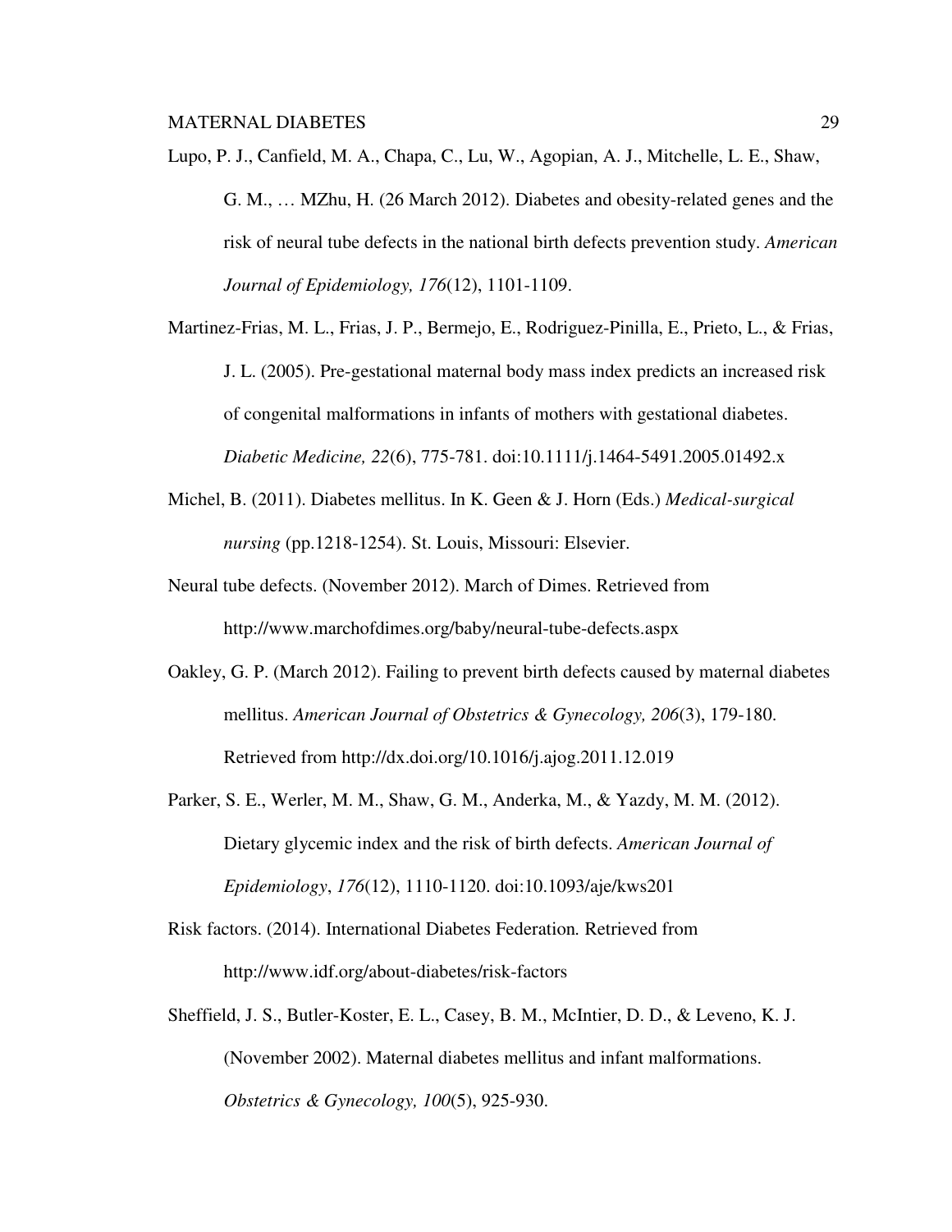Lupo, P. J., Canfield, M. A., Chapa, C., Lu, W., Agopian, A. J., Mitchelle, L. E., Shaw, G. M., … MZhu, H. (26 March 2012). Diabetes and obesity-related genes and the risk of neural tube defects in the national birth defects prevention study. *American Journal of Epidemiology, 176*(12), 1101-1109.

Martinez-Frias, M. L., Frias, J. P., Bermejo, E., Rodriguez-Pinilla, E., Prieto, L., & Frias, J. L. (2005). Pre-gestational maternal body mass index predicts an increased risk of congenital malformations in infants of mothers with gestational diabetes. *Diabetic Medicine, 22*(6), 775-781. doi:10.1111/j.1464-5491.2005.01492.x

Michel, B. (2011). Diabetes mellitus. In K. Geen & J. Horn (Eds.) *Medical-surgical nursing* (pp.1218-1254). St. Louis, Missouri: Elsevier.

Neural tube defects. (November 2012). March of Dimes. Retrieved from http://www.marchofdimes.org/baby/neural-tube-defects.aspx

Oakley, G. P. (March 2012). Failing to prevent birth defects caused by maternal diabetes mellitus. *American Journal of Obstetrics & Gynecology, 206*(3), 179-180. Retrieved from http://dx.doi.org/10.1016/j.ajog.2011.12.019

Parker, S. E., Werler, M. M., Shaw, G. M., Anderka, M., & Yazdy, M. M. (2012). Dietary glycemic index and the risk of birth defects. *American Journal of Epidemiology*, *176*(12), 1110-1120. doi:10.1093/aje/kws201

Risk factors. (2014). International Diabetes Federation. Retrieved from http://www.idf.org/about-diabetes/risk-factors

Sheffield, J. S., Butler-Koster, E. L., Casey, B. M., McIntier, D. D., & Leveno, K. J. (November 2002). Maternal diabetes mellitus and infant malformations. *Obstetrics & Gynecology, 100*(5), 925-930.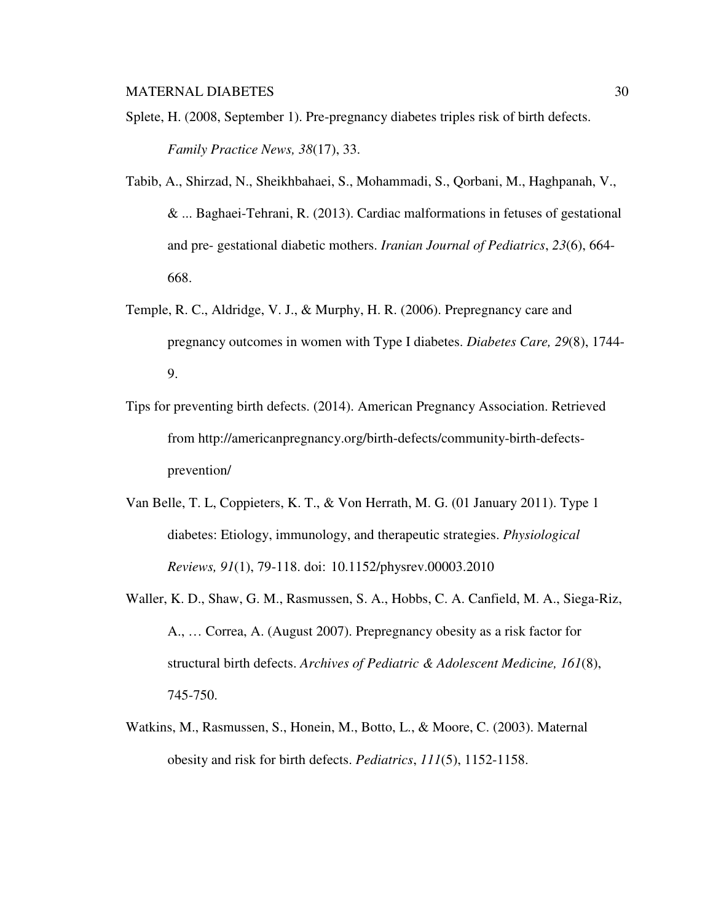Splete, H. (2008, September 1). Pre-pregnancy diabetes triples risk of birth defects. *Family Practice News, 38*(17), 33.

Tabib, A., Shirzad, N., Sheikhbahaei, S., Mohammadi, S., Qorbani, M., Haghpanah, V., & ... Baghaei-Tehrani, R. (2013). Cardiac malformations in fetuses of gestational and pre- gestational diabetic mothers. *Iranian Journal of Pediatrics*, *23*(6), 664-668.

Temple, R. C., Aldridge, V. J., & Murphy, H. R. (2006). Prepregnancy care and pregnancy outcomes in women with Type I diabetes. *Diabetes Care, 29*(8), 1744-9.

Tips for preventing birth defects. (2014). American Pregnancy Association. Retrieved from http://americanpregnancy.org/birth-defects/community-birth-defects-prevention/

Van Belle, T. L, Coppieters, K. T., & Von Herrath, M. G. (01 January 2011). Type 1 diabetes: Etiology, immunology, and therapeutic strategies. *Physiological Reviews, 91*(1), 79-118. doi: 10.1152/physrev.00003.2010

Waller, K. D., Shaw, G. M., Rasmussen, S. A., Hobbs, C. A. Canfield, M. A., Siega-Riz, A., … Correa, A. (August 2007). Prepregnancy obesity as a risk factor for structural birth defects. *Archives of Pediatric & Adolescent Medicine, 161*(8), 745-750.

Watkins, M., Rasmussen, S., Honein, M., Botto, L., & Moore, C. (2003). Maternal obesity and risk for birth defects. *Pediatrics*, *111*(5), 1152-1158.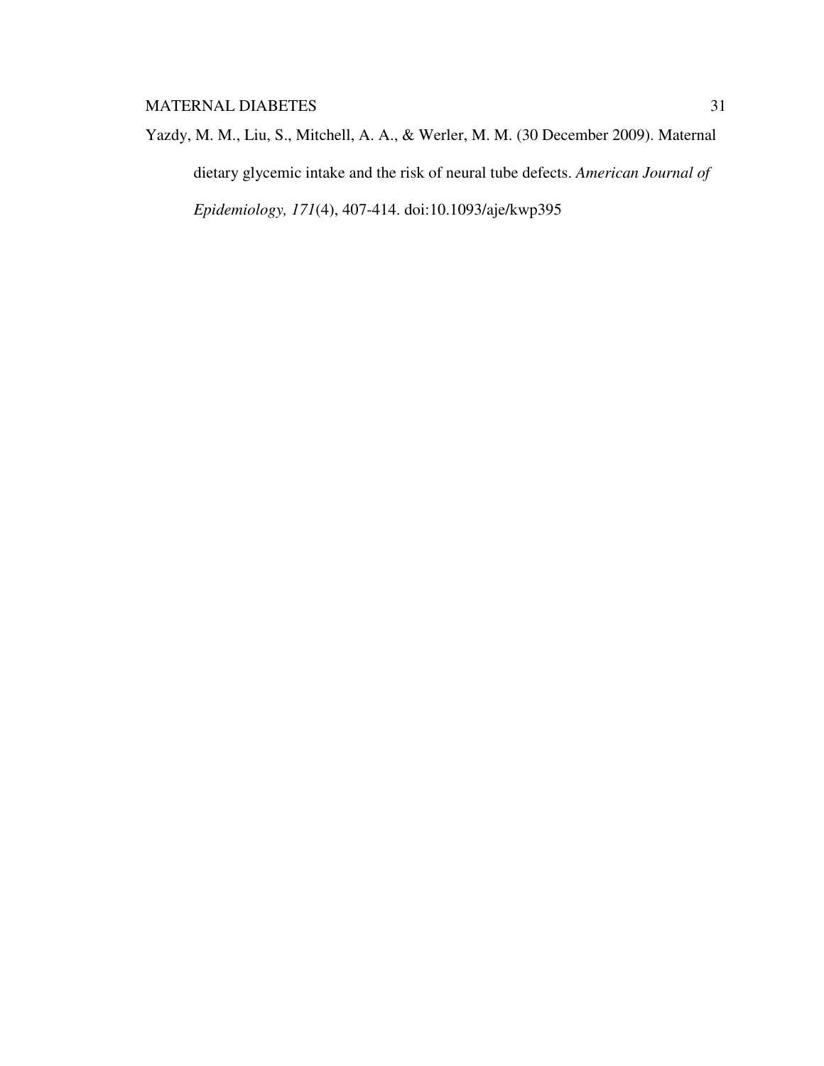Yazdy, M. M., Liu, S., Mitchell, A. A., & Werler, M. M. (30 December 2009). Maternal dietary glycemic intake and the risk of neural tube defects. *American Journal of Epidemiology, 171*(4), 407-414. doi:10.1093/aje/kwp395